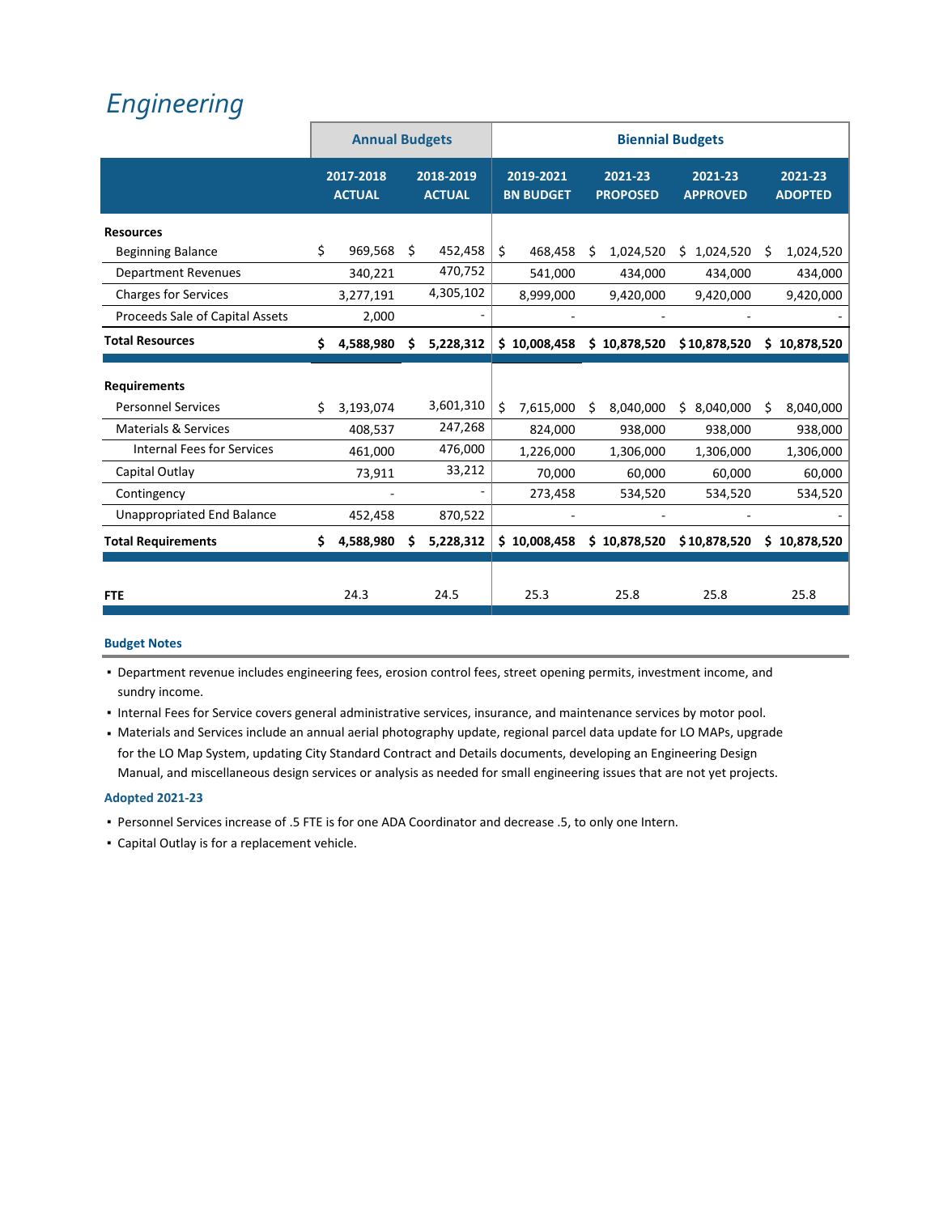# Engineering

| | Annual Budgets | | Biennial Budgets | | | |
|---|---|---|---|---|---|---|
| | 2017-2018 ACTUAL | 2018-2019 ACTUAL | 2019-2021 BN BUDGET | 2021-23 PROPOSED | 2021-23 APPROVED | 2021-23 ADOPTED |
| **Resources** | | | | | | |
| Beginning Balance | $ 969,568 | $ 452,458 | $ 468,458 | $ 1,024,520 | $ 1,024,520 | $ 1,024,520 |
| Department Revenues | 340,221 | 470,752 | 541,000 | 434,000 | 434,000 | 434,000 |
| Charges for Services | 3,277,191 | 4,305,102 | 8,999,000 | 9,420,000 | 9,420,000 | 9,420,000 |
| Proceeds Sale of Capital Assets | 2,000 | - | - | - | - | - |
| **Total Resources** | **$ 4,588,980** | **$ 5,228,312** | **$ 10,008,458** | **$ 10,878,520** | **$ 10,878,520** | **$ 10,878,520** |
| **Requirements** | | | | | | |
| Personnel Services | $ 3,193,074 | 3,601,310 | $ 7,615,000 | $ 8,040,000 | $ 8,040,000 | $ 8,040,000 |
| Materials & Services | 408,537 | 247,268 | 824,000 | 938,000 | 938,000 | 938,000 |
| Internal Fees for Services | 461,000 | 476,000 | 1,226,000 | 1,306,000 | 1,306,000 | 1,306,000 |
| Capital Outlay | 73,911 | 33,212 | 70,000 | 60,000 | 60,000 | 60,000 |
| Contingency | - | - | 273,458 | 534,520 | 534,520 | 534,520 |
| Unappropriated End Balance | 452,458 | 870,522 | - | - | - | - |
| **Total Requirements** | **$ 4,588,980** | **$ 5,228,312** | **$ 10,008,458** | **$ 10,878,520** | **$ 10,878,520** | **$ 10,878,520** |
| **FTE** | 24.3 | 24.5 | 25.3 | 25.8 | 25.8 | 25.8 |

### Budget Notes

- Department revenue includes engineering fees, erosion control fees, street opening permits, investment income, and sundry income.
- Internal Fees for Service covers general administrative services, insurance, and maintenance services by motor pool.
- Materials and Services include an annual aerial photography update, regional parcel data update for LO MAPs, upgrade for the LO Map System, updating City Standard Contract and Details documents, developing an Engineering Design Manual, and miscellaneous design services or analysis as needed for small engineering issues that are not yet projects.

### Adopted 2021-23

- Personnel Services increase of .5 FTE is for one ADA Coordinator and decrease .5, to only one Intern.
- Capital Outlay is for a replacement vehicle.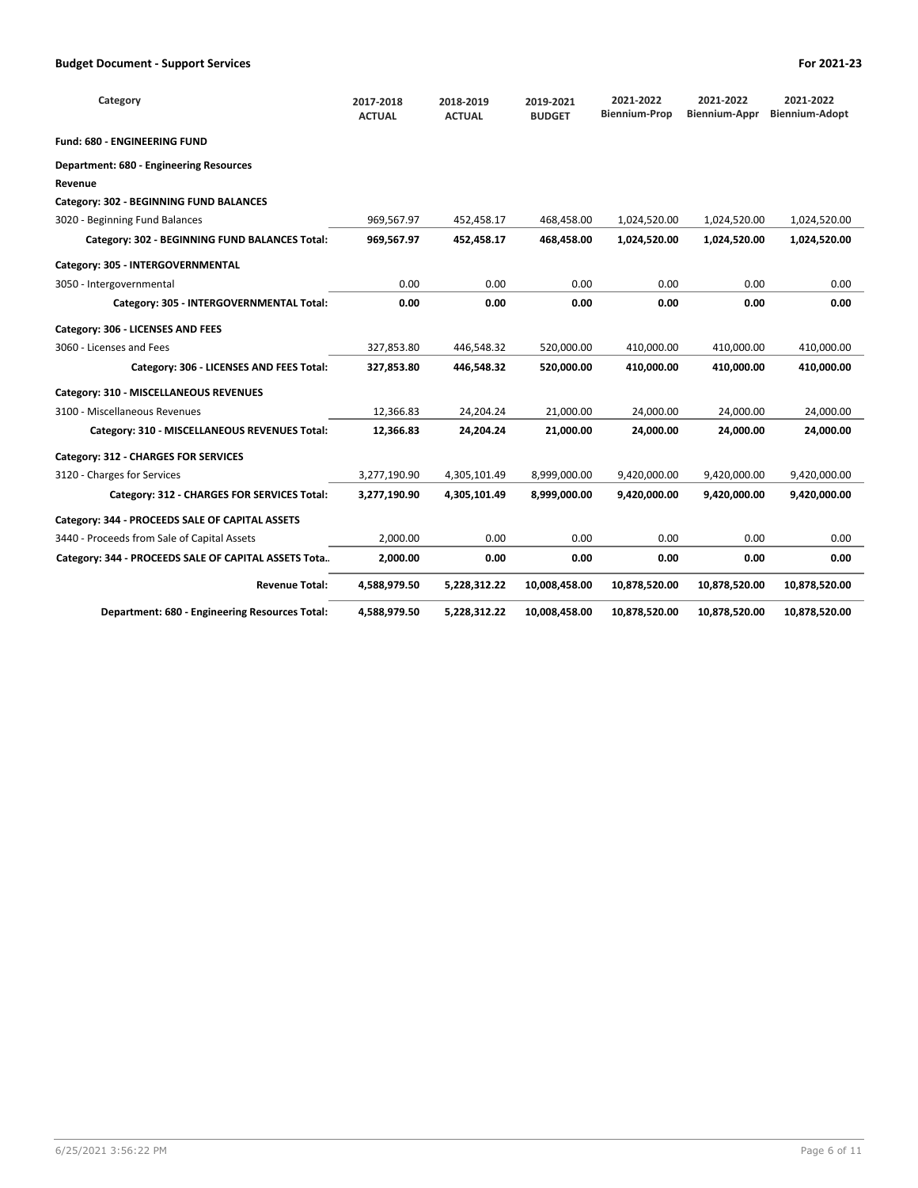| Category | 2017-2018 ACTUAL | 2018-2019 ACTUAL | 2019-2021 BUDGET | 2021-2022 Biennium-Prop | 2021-2022 Biennium-Appr | 2021-2022 Biennium-Adopt |
|---|---|---|---|---|---|---|
| **Fund: 680 - ENGINEERING FUND** | | | | | | |
| **Department: 680 - Engineering Resources** | | | | | | |
| **Revenue** | | | | | | |
| **Category: 302 - BEGINNING FUND BALANCES** | | | | | | |
| 3020 - Beginning Fund Balances | 969,567.97 | 452,458.17 | 468,458.00 | 1,024,520.00 | 1,024,520.00 | 1,024,520.00 |
| **Category: 302 - BEGINNING FUND BALANCES Total:** | **969,567.97** | **452,458.17** | **468,458.00** | **1,024,520.00** | **1,024,520.00** | **1,024,520.00** |
| **Category: 305 - INTERGOVERNMENTAL** | | | | | | |
| 3050 - Intergovernmental | 0.00 | 0.00 | 0.00 | 0.00 | 0.00 | 0.00 |
| **Category: 305 - INTERGOVERNMENTAL Total:** | **0.00** | **0.00** | **0.00** | **0.00** | **0.00** | **0.00** |
| **Category: 306 - LICENSES AND FEES** | | | | | | |
| 3060 - Licenses and Fees | 327,853.80 | 446,548.32 | 520,000.00 | 410,000.00 | 410,000.00 | 410,000.00 |
| **Category: 306 - LICENSES AND FEES Total:** | **327,853.80** | **446,548.32** | **520,000.00** | **410,000.00** | **410,000.00** | **410,000.00** |
| **Category: 310 - MISCELLANEOUS REVENUES** | | | | | | |
| 3100 - Miscellaneous Revenues | 12,366.83 | 24,204.24 | 21,000.00 | 24,000.00 | 24,000.00 | 24,000.00 |
| **Category: 310 - MISCELLANEOUS REVENUES Total:** | **12,366.83** | **24,204.24** | **21,000.00** | **24,000.00** | **24,000.00** | **24,000.00** |
| **Category: 312 - CHARGES FOR SERVICES** | | | | | | |
| 3120 - Charges for Services | 3,277,190.90 | 4,305,101.49 | 8,999,000.00 | 9,420,000.00 | 9,420,000.00 | 9,420,000.00 |
| **Category: 312 - CHARGES FOR SERVICES Total:** | **3,277,190.90** | **4,305,101.49** | **8,999,000.00** | **9,420,000.00** | **9,420,000.00** | **9,420,000.00** |
| **Category: 344 - PROCEEDS SALE OF CAPITAL ASSETS** | | | | | | |
| 3440 - Proceeds from Sale of Capital Assets | 2,000.00 | 0.00 | 0.00 | 0.00 | 0.00 | 0.00 |
| **Category: 344 - PROCEEDS SALE OF CAPITAL ASSETS Tota..** | **2,000.00** | **0.00** | **0.00** | **0.00** | **0.00** | **0.00** |
| **Revenue Total:** | **4,588,979.50** | **5,228,312.22** | **10,008,458.00** | **10,878,520.00** | **10,878,520.00** | **10,878,520.00** |
| **Department: 680 - Engineering Resources Total:** | **4,588,979.50** | **5,228,312.22** | **10,008,458.00** | **10,878,520.00** | **10,878,520.00** | **10,878,520.00** |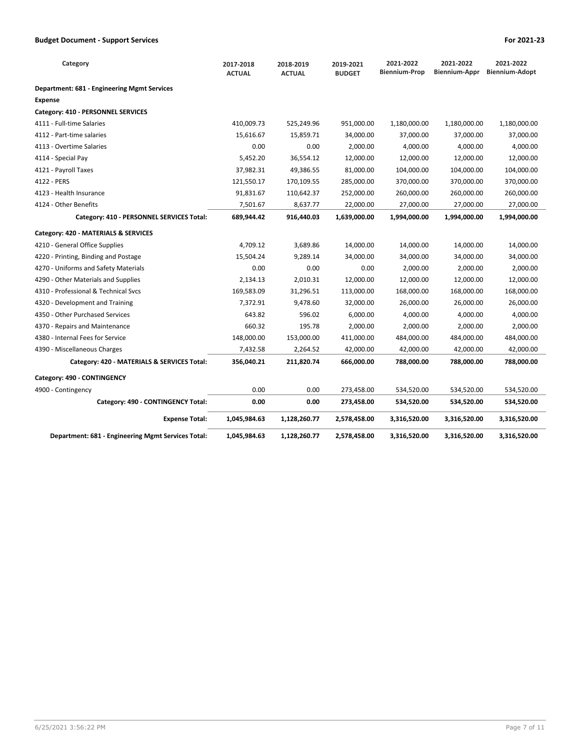**Budget Document - Support Services** | **For 2021-23**

| Category | 2017-2018 ACTUAL | 2018-2019 ACTUAL | 2019-2021 BUDGET | 2021-2022 Biennium-Prop | 2021-2022 Biennium-Appr | 2021-2022 Biennium-Adopt |
|---|---|---|---|---|---|---|
| **Department: 681 - Engineering Mgmt Services** | | | | | | |
| **Expense** | | | | | | |
| **Category: 410 - PERSONNEL SERVICES** | | | | | | |
| 4111 - Full-time Salaries | 410,009.73 | 525,249.96 | 951,000.00 | 1,180,000.00 | 1,180,000.00 | 1,180,000.00 |
| 4112 - Part-time salaries | 15,616.67 | 15,859.71 | 34,000.00 | 37,000.00 | 37,000.00 | 37,000.00 |
| 4113 - Overtime Salaries | 0.00 | 0.00 | 2,000.00 | 4,000.00 | 4,000.00 | 4,000.00 |
| 4114 - Special Pay | 5,452.20 | 36,554.12 | 12,000.00 | 12,000.00 | 12,000.00 | 12,000.00 |
| 4121 - Payroll Taxes | 37,982.31 | 49,386.55 | 81,000.00 | 104,000.00 | 104,000.00 | 104,000.00 |
| 4122 - PERS | 121,550.17 | 170,109.55 | 285,000.00 | 370,000.00 | 370,000.00 | 370,000.00 |
| 4123 - Health Insurance | 91,831.67 | 110,642.37 | 252,000.00 | 260,000.00 | 260,000.00 | 260,000.00 |
| 4124 - Other Benefits | 7,501.67 | 8,637.77 | 22,000.00 | 27,000.00 | 27,000.00 | 27,000.00 |
| **Category: 410 - PERSONNEL SERVICES Total:** | **689,944.42** | **916,440.03** | **1,639,000.00** | **1,994,000.00** | **1,994,000.00** | **1,994,000.00** |
| **Category: 420 - MATERIALS & SERVICES** | | | | | | |
| 4210 - General Office Supplies | 4,709.12 | 3,689.86 | 14,000.00 | 14,000.00 | 14,000.00 | 14,000.00 |
| 4220 - Printing, Binding and Postage | 15,504.24 | 9,289.14 | 34,000.00 | 34,000.00 | 34,000.00 | 34,000.00 |
| 4270 - Uniforms and Safety Materials | 0.00 | 0.00 | 0.00 | 2,000.00 | 2,000.00 | 2,000.00 |
| 4290 - Other Materials and Supplies | 2,134.13 | 2,010.31 | 12,000.00 | 12,000.00 | 12,000.00 | 12,000.00 |
| 4310 - Professional & Technical Svcs | 169,583.09 | 31,296.51 | 113,000.00 | 168,000.00 | 168,000.00 | 168,000.00 |
| 4320 - Development and Training | 7,372.91 | 9,478.60 | 32,000.00 | 26,000.00 | 26,000.00 | 26,000.00 |
| 4350 - Other Purchased Services | 643.82 | 596.02 | 6,000.00 | 4,000.00 | 4,000.00 | 4,000.00 |
| 4370 - Repairs and Maintenance | 660.32 | 195.78 | 2,000.00 | 2,000.00 | 2,000.00 | 2,000.00 |
| 4380 - Internal Fees for Service | 148,000.00 | 153,000.00 | 411,000.00 | 484,000.00 | 484,000.00 | 484,000.00 |
| 4390 - Miscellaneous Charges | 7,432.58 | 2,264.52 | 42,000.00 | 42,000.00 | 42,000.00 | 42,000.00 |
| **Category: 420 - MATERIALS & SERVICES Total:** | **356,040.21** | **211,820.74** | **666,000.00** | **788,000.00** | **788,000.00** | **788,000.00** |
| **Category: 490 - CONTINGENCY** | | | | | | |
| 4900 - Contingency | 0.00 | 0.00 | 273,458.00 | 534,520.00 | 534,520.00 | 534,520.00 |
| **Category: 490 - CONTINGENCY Total:** | **0.00** | **0.00** | **273,458.00** | **534,520.00** | **534,520.00** | **534,520.00** |
| **Expense Total:** | **1,045,984.63** | **1,128,260.77** | **2,578,458.00** | **3,316,520.00** | **3,316,520.00** | **3,316,520.00** |
| **Department: 681 - Engineering Mgmt Services Total:** | **1,045,984.63** | **1,128,260.77** | **2,578,458.00** | **3,316,520.00** | **3,316,520.00** | **3,316,520.00** |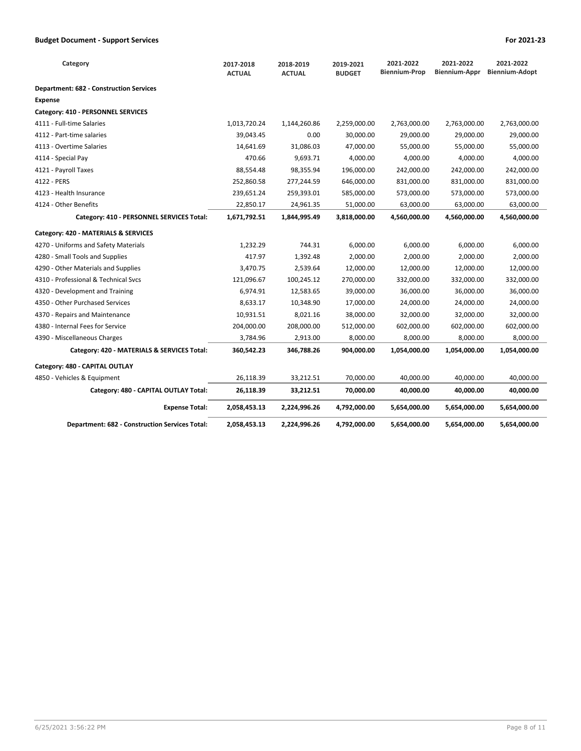## Budget Document - Support Services

**For 2021-23**

| Category | 2017-2018 ACTUAL | 2018-2019 ACTUAL | 2019-2021 BUDGET | 2021-2022 Biennium-Prop | 2021-2022 Biennium-Appr | 2021-2022 Biennium-Adopt |
|---|---|---|---|---|---|---|
| **Department: 682 - Construction Services** | | | | | | |
| **Expense** | | | | | | |
| **Category: 410 - PERSONNEL SERVICES** | | | | | | |
| 4111 - Full-time Salaries | 1,013,720.24 | 1,144,260.86 | 2,259,000.00 | 2,763,000.00 | 2,763,000.00 | 2,763,000.00 |
| 4112 - Part-time salaries | 39,043.45 | 0.00 | 30,000.00 | 29,000.00 | 29,000.00 | 29,000.00 |
| 4113 - Overtime Salaries | 14,641.69 | 31,086.03 | 47,000.00 | 55,000.00 | 55,000.00 | 55,000.00 |
| 4114 - Special Pay | 470.66 | 9,693.71 | 4,000.00 | 4,000.00 | 4,000.00 | 4,000.00 |
| 4121 - Payroll Taxes | 88,554.48 | 98,355.94 | 196,000.00 | 242,000.00 | 242,000.00 | 242,000.00 |
| 4122 - PERS | 252,860.58 | 277,244.59 | 646,000.00 | 831,000.00 | 831,000.00 | 831,000.00 |
| 4123 - Health Insurance | 239,651.24 | 259,393.01 | 585,000.00 | 573,000.00 | 573,000.00 | 573,000.00 |
| 4124 - Other Benefits | 22,850.17 | 24,961.35 | 51,000.00 | 63,000.00 | 63,000.00 | 63,000.00 |
| **Category: 410 - PERSONNEL SERVICES Total:** | **1,671,792.51** | **1,844,995.49** | **3,818,000.00** | **4,560,000.00** | **4,560,000.00** | **4,560,000.00** |
| **Category: 420 - MATERIALS & SERVICES** | | | | | | |
| 4270 - Uniforms and Safety Materials | 1,232.29 | 744.31 | 6,000.00 | 6,000.00 | 6,000.00 | 6,000.00 |
| 4280 - Small Tools and Supplies | 417.97 | 1,392.48 | 2,000.00 | 2,000.00 | 2,000.00 | 2,000.00 |
| 4290 - Other Materials and Supplies | 3,470.75 | 2,539.64 | 12,000.00 | 12,000.00 | 12,000.00 | 12,000.00 |
| 4310 - Professional & Technical Svcs | 121,096.67 | 100,245.12 | 270,000.00 | 332,000.00 | 332,000.00 | 332,000.00 |
| 4320 - Development and Training | 6,974.91 | 12,583.65 | 39,000.00 | 36,000.00 | 36,000.00 | 36,000.00 |
| 4350 - Other Purchased Services | 8,633.17 | 10,348.90 | 17,000.00 | 24,000.00 | 24,000.00 | 24,000.00 |
| 4370 - Repairs and Maintenance | 10,931.51 | 8,021.16 | 38,000.00 | 32,000.00 | 32,000.00 | 32,000.00 |
| 4380 - Internal Fees for Service | 204,000.00 | 208,000.00 | 512,000.00 | 602,000.00 | 602,000.00 | 602,000.00 |
| 4390 - Miscellaneous Charges | 3,784.96 | 2,913.00 | 8,000.00 | 8,000.00 | 8,000.00 | 8,000.00 |
| **Category: 420 - MATERIALS & SERVICES Total:** | **360,542.23** | **346,788.26** | **904,000.00** | **1,054,000.00** | **1,054,000.00** | **1,054,000.00** |
| **Category: 480 - CAPITAL OUTLAY** | | | | | | |
| 4850 - Vehicles & Equipment | 26,118.39 | 33,212.51 | 70,000.00 | 40,000.00 | 40,000.00 | 40,000.00 |
| **Category: 480 - CAPITAL OUTLAY Total:** | **26,118.39** | **33,212.51** | **70,000.00** | **40,000.00** | **40,000.00** | **40,000.00** |
| **Expense Total:** | **2,058,453.13** | **2,224,996.26** | **4,792,000.00** | **5,654,000.00** | **5,654,000.00** | **5,654,000.00** |
| **Department: 682 - Construction Services Total:** | **2,058,453.13** | **2,224,996.26** | **4,792,000.00** | **5,654,000.00** | **5,654,000.00** | **5,654,000.00** |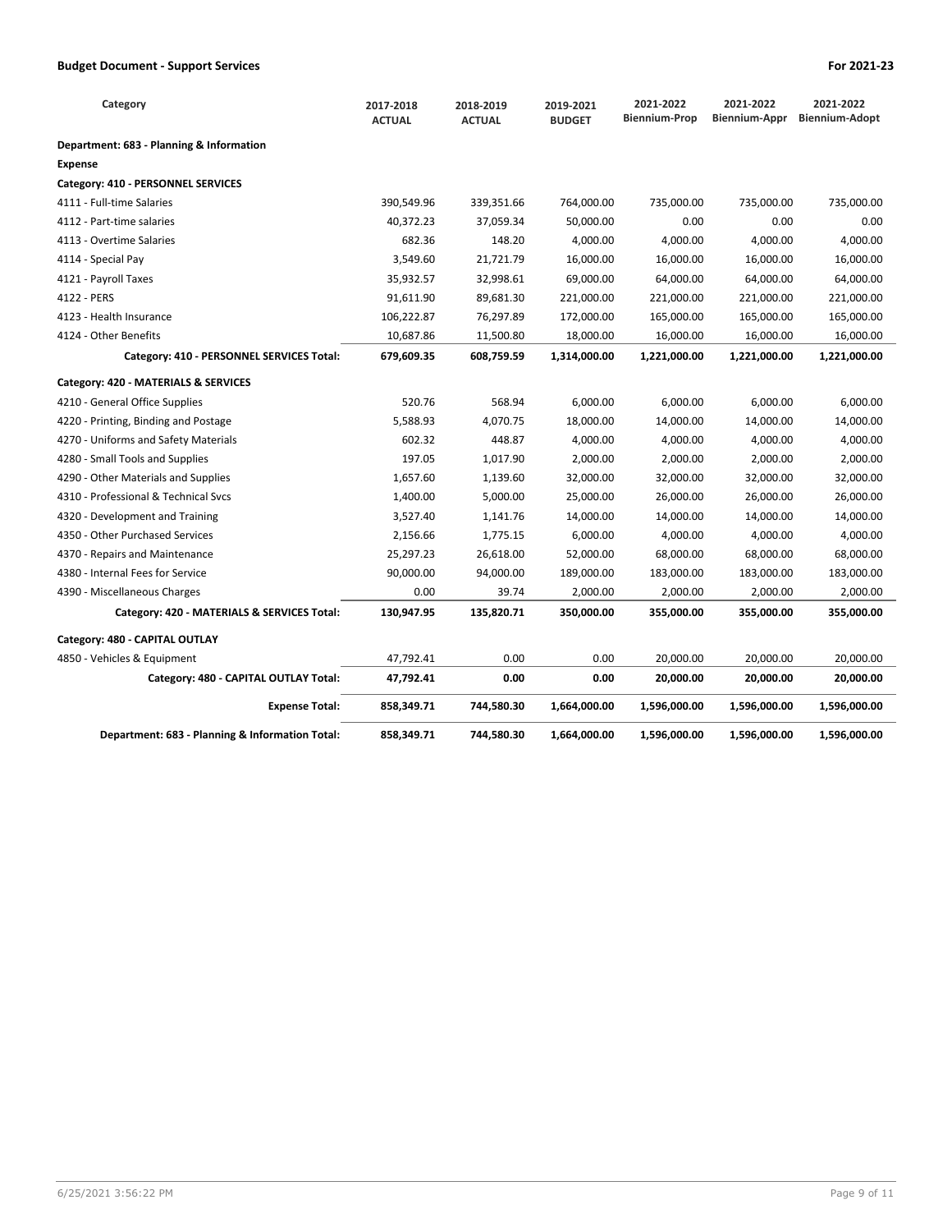**Budget Document - Support Services** **For 2021-23**

| Category | 2017-2018 ACTUAL | 2018-2019 ACTUAL | 2019-2021 BUDGET | 2021-2022 Biennium-Prop | 2021-2022 Biennium-Appr | 2021-2022 Biennium-Adopt |
|---|---|---|---|---|---|---|
| **Department: 683 - Planning & Information** | | | | | | |
| **Expense** | | | | | | |
| **Category: 410 - PERSONNEL SERVICES** | | | | | | |
| 4111 - Full-time Salaries | 390,549.96 | 339,351.66 | 764,000.00 | 735,000.00 | 735,000.00 | 735,000.00 |
| 4112 - Part-time salaries | 40,372.23 | 37,059.34 | 50,000.00 | 0.00 | 0.00 | 0.00 |
| 4113 - Overtime Salaries | 682.36 | 148.20 | 4,000.00 | 4,000.00 | 4,000.00 | 4,000.00 |
| 4114 - Special Pay | 3,549.60 | 21,721.79 | 16,000.00 | 16,000.00 | 16,000.00 | 16,000.00 |
| 4121 - Payroll Taxes | 35,932.57 | 32,998.61 | 69,000.00 | 64,000.00 | 64,000.00 | 64,000.00 |
| 4122 - PERS | 91,611.90 | 89,681.30 | 221,000.00 | 221,000.00 | 221,000.00 | 221,000.00 |
| 4123 - Health Insurance | 106,222.87 | 76,297.89 | 172,000.00 | 165,000.00 | 165,000.00 | 165,000.00 |
| 4124 - Other Benefits | 10,687.86 | 11,500.80 | 18,000.00 | 16,000.00 | 16,000.00 | 16,000.00 |
| **Category: 410 - PERSONNEL SERVICES Total:** | **679,609.35** | **608,759.59** | **1,314,000.00** | **1,221,000.00** | **1,221,000.00** | **1,221,000.00** |
| **Category: 420 - MATERIALS & SERVICES** | | | | | | |
| 4210 - General Office Supplies | 520.76 | 568.94 | 6,000.00 | 6,000.00 | 6,000.00 | 6,000.00 |
| 4220 - Printing, Binding and Postage | 5,588.93 | 4,070.75 | 18,000.00 | 14,000.00 | 14,000.00 | 14,000.00 |
| 4270 - Uniforms and Safety Materials | 602.32 | 448.87 | 4,000.00 | 4,000.00 | 4,000.00 | 4,000.00 |
| 4280 - Small Tools and Supplies | 197.05 | 1,017.90 | 2,000.00 | 2,000.00 | 2,000.00 | 2,000.00 |
| 4290 - Other Materials and Supplies | 1,657.60 | 1,139.60 | 32,000.00 | 32,000.00 | 32,000.00 | 32,000.00 |
| 4310 - Professional & Technical Svcs | 1,400.00 | 5,000.00 | 25,000.00 | 26,000.00 | 26,000.00 | 26,000.00 |
| 4320 - Development and Training | 3,527.40 | 1,141.76 | 14,000.00 | 14,000.00 | 14,000.00 | 14,000.00 |
| 4350 - Other Purchased Services | 2,156.66 | 1,775.15 | 6,000.00 | 4,000.00 | 4,000.00 | 4,000.00 |
| 4370 - Repairs and Maintenance | 25,297.23 | 26,618.00 | 52,000.00 | 68,000.00 | 68,000.00 | 68,000.00 |
| 4380 - Internal Fees for Service | 90,000.00 | 94,000.00 | 189,000.00 | 183,000.00 | 183,000.00 | 183,000.00 |
| 4390 - Miscellaneous Charges | 0.00 | 39.74 | 2,000.00 | 2,000.00 | 2,000.00 | 2,000.00 |
| **Category: 420 - MATERIALS & SERVICES Total:** | **130,947.95** | **135,820.71** | **350,000.00** | **355,000.00** | **355,000.00** | **355,000.00** |
| **Category: 480 - CAPITAL OUTLAY** | | | | | | |
| 4850 - Vehicles & Equipment | 47,792.41 | 0.00 | 0.00 | 20,000.00 | 20,000.00 | 20,000.00 |
| **Category: 480 - CAPITAL OUTLAY Total:** | **47,792.41** | **0.00** | **0.00** | **20,000.00** | **20,000.00** | **20,000.00** |
| **Expense Total:** | **858,349.71** | **744,580.30** | **1,664,000.00** | **1,596,000.00** | **1,596,000.00** | **1,596,000.00** |
| **Department: 683 - Planning & Information Total:** | **858,349.71** | **744,580.30** | **1,664,000.00** | **1,596,000.00** | **1,596,000.00** | **1,596,000.00** |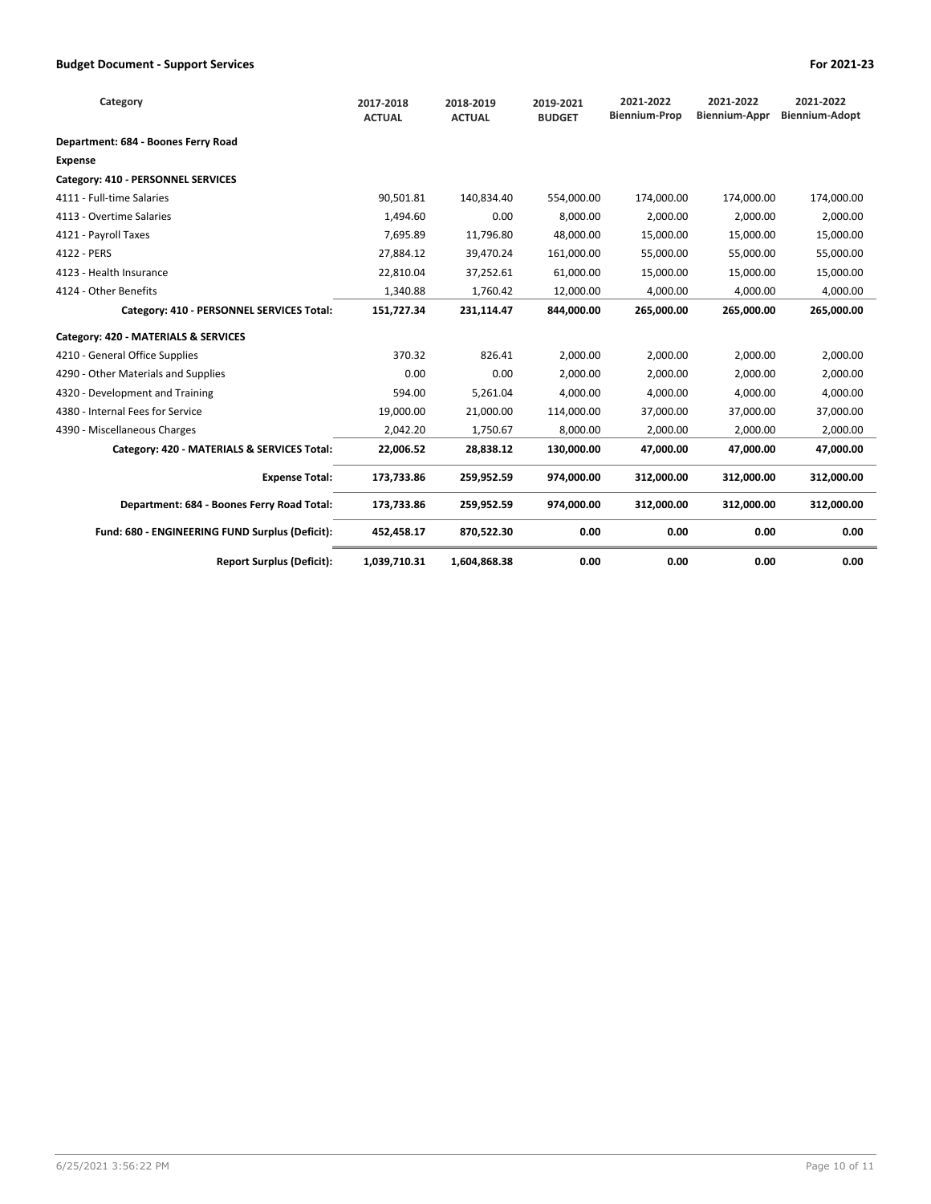## Budget Document - Support Services

**For 2021-23**

| Category | 2017-2018 ACTUAL | 2018-2019 ACTUAL | 2019-2021 BUDGET | 2021-2022 Biennium-Prop | 2021-2022 Biennium-Appr | 2021-2022 Biennium-Adopt |
|---|---|---|---|---|---|---|
| **Department: 684 - Boones Ferry Road** | | | | | | |
| **Expense** | | | | | | |
| **Category: 410 - PERSONNEL SERVICES** | | | | | | |
| 4111 - Full-time Salaries | 90,501.81 | 140,834.40 | 554,000.00 | 174,000.00 | 174,000.00 | 174,000.00 |
| 4113 - Overtime Salaries | 1,494.60 | 0.00 | 8,000.00 | 2,000.00 | 2,000.00 | 2,000.00 |
| 4121 - Payroll Taxes | 7,695.89 | 11,796.80 | 48,000.00 | 15,000.00 | 15,000.00 | 15,000.00 |
| 4122 - PERS | 27,884.12 | 39,470.24 | 161,000.00 | 55,000.00 | 55,000.00 | 55,000.00 |
| 4123 - Health Insurance | 22,810.04 | 37,252.61 | 61,000.00 | 15,000.00 | 15,000.00 | 15,000.00 |
| 4124 - Other Benefits | 1,340.88 | 1,760.42 | 12,000.00 | 4,000.00 | 4,000.00 | 4,000.00 |
| **Category: 410 - PERSONNEL SERVICES Total:** | **151,727.34** | **231,114.47** | **844,000.00** | **265,000.00** | **265,000.00** | **265,000.00** |
| **Category: 420 - MATERIALS & SERVICES** | | | | | | |
| 4210 - General Office Supplies | 370.32 | 826.41 | 2,000.00 | 2,000.00 | 2,000.00 | 2,000.00 |
| 4290 - Other Materials and Supplies | 0.00 | 0.00 | 2,000.00 | 2,000.00 | 2,000.00 | 2,000.00 |
| 4320 - Development and Training | 594.00 | 5,261.04 | 4,000.00 | 4,000.00 | 4,000.00 | 4,000.00 |
| 4380 - Internal Fees for Service | 19,000.00 | 21,000.00 | 114,000.00 | 37,000.00 | 37,000.00 | 37,000.00 |
| 4390 - Miscellaneous Charges | 2,042.20 | 1,750.67 | 8,000.00 | 2,000.00 | 2,000.00 | 2,000.00 |
| **Category: 420 - MATERIALS & SERVICES Total:** | **22,006.52** | **28,838.12** | **130,000.00** | **47,000.00** | **47,000.00** | **47,000.00** |
| **Expense Total:** | **173,733.86** | **259,952.59** | **974,000.00** | **312,000.00** | **312,000.00** | **312,000.00** |
| **Department: 684 - Boones Ferry Road Total:** | **173,733.86** | **259,952.59** | **974,000.00** | **312,000.00** | **312,000.00** | **312,000.00** |
| **Fund: 680 - ENGINEERING FUND Surplus (Deficit):** | **452,458.17** | **870,522.30** | **0.00** | **0.00** | **0.00** | **0.00** |
| **Report Surplus (Deficit):** | **1,039,710.31** | **1,604,868.38** | **0.00** | **0.00** | **0.00** | **0.00** |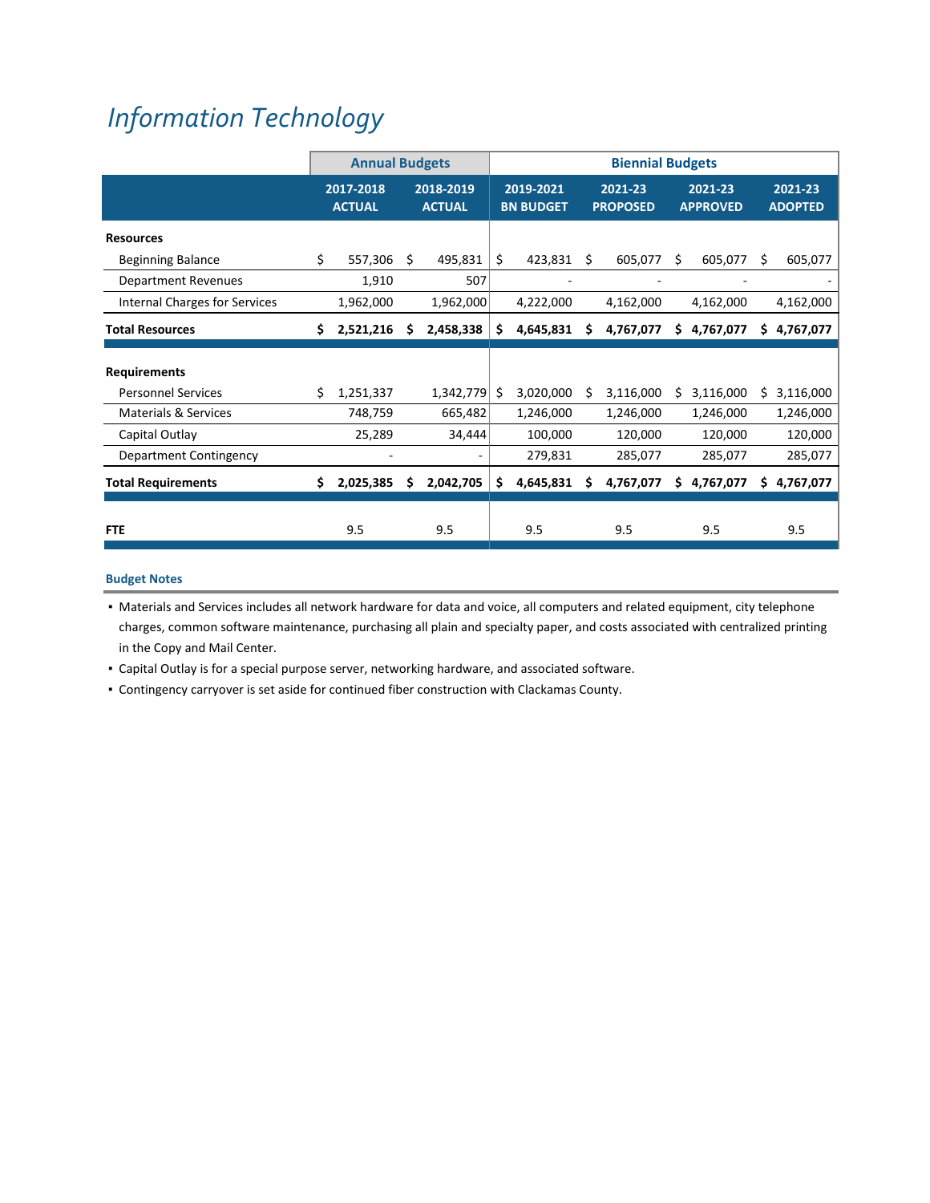# *Information Technology*

| | Annual Budgets | | Biennial Budgets | | | |
|---|---|---|---|---|---|---|
| | 2017-2018 ACTUAL | 2018-2019 ACTUAL | 2019-2021 BN BUDGET | 2021-23 PROPOSED | 2021-23 APPROVED | 2021-23 ADOPTED |
| **Resources** | | | | | | |
| Beginning Balance | $ 557,306 | $ 495,831 | $ 423,831 | $ 605,077 | $ 605,077 | $ 605,077 |
| Department Revenues | 1,910 | 507 | - | - | - | - |
| Internal Charges for Services | 1,962,000 | 1,962,000 | 4,222,000 | 4,162,000 | 4,162,000 | 4,162,000 |
| **Total Resources** | **$ 2,521,216** | **$ 2,458,338** | **$ 4,645,831** | **$ 4,767,077** | **$ 4,767,077** | **$ 4,767,077** |
| **Requirements** | | | | | | |
| Personnel Services | $ 1,251,337 | 1,342,779 | $ 3,020,000 | $ 3,116,000 | $ 3,116,000 | $ 3,116,000 |
| Materials & Services | 748,759 | 665,482 | 1,246,000 | 1,246,000 | 1,246,000 | 1,246,000 |
| Capital Outlay | 25,289 | 34,444 | 100,000 | 120,000 | 120,000 | 120,000 |
| Department Contingency | - | - | 279,831 | 285,077 | 285,077 | 285,077 |
| **Total Requirements** | **$ 2,025,385** | **$ 2,042,705** | **$ 4,645,831** | **$ 4,767,077** | **$ 4,767,077** | **$ 4,767,077** |
| **FTE** | 9.5 | 9.5 | 9.5 | 9.5 | 9.5 | 9.5 |

**Budget Notes**

- Materials and Services includes all network hardware for data and voice, all computers and related equipment, city telephone charges, common software maintenance, purchasing all plain and specialty paper, and costs associated with centralized printing in the Copy and Mail Center.
- Capital Outlay is for a special purpose server, networking hardware, and associated software.
- Contingency carryover is set aside for continued fiber construction with Clackamas County.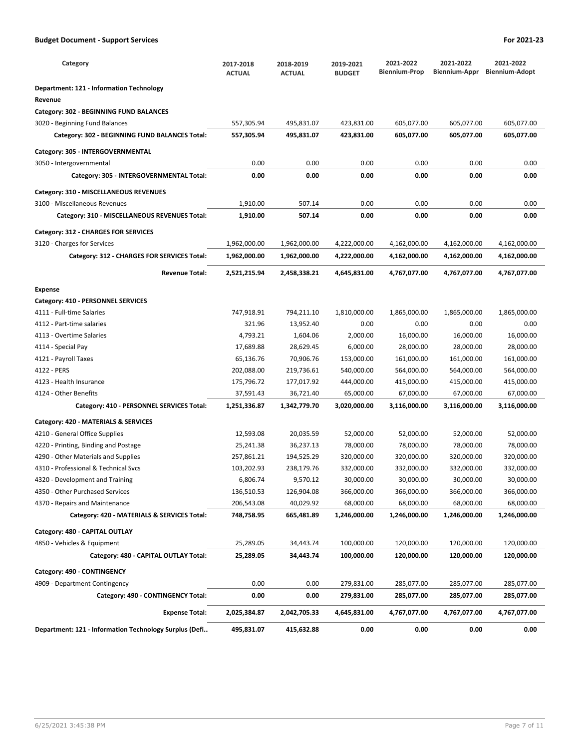## Budget Document - Support Services

**For 2021-23**

| Category | 2017-2018 ACTUAL | 2018-2019 ACTUAL | 2019-2021 BUDGET | 2021-2022 Biennium-Prop | 2021-2022 Biennium-Appr | 2021-2022 Biennium-Adopt |
|---|---|---|---|---|---|---|
| **Department: 121 - Information Technology** | | | | | | |
| **Revenue** | | | | | | |
| **Category: 302 - BEGINNING FUND BALANCES** | | | | | | |
| 3020 - Beginning Fund Balances | 557,305.94 | 495,831.07 | 423,831.00 | 605,077.00 | 605,077.00 | 605,077.00 |
| **Category: 302 - BEGINNING FUND BALANCES Total:** | **557,305.94** | **495,831.07** | **423,831.00** | **605,077.00** | **605,077.00** | **605,077.00** |
| **Category: 305 - INTERGOVERNMENTAL** | | | | | | |
| 3050 - Intergovernmental | 0.00 | 0.00 | 0.00 | 0.00 | 0.00 | 0.00 |
| **Category: 305 - INTERGOVERNMENTAL Total:** | **0.00** | **0.00** | **0.00** | **0.00** | **0.00** | **0.00** |
| **Category: 310 - MISCELLANEOUS REVENUES** | | | | | | |
| 3100 - Miscellaneous Revenues | 1,910.00 | 507.14 | 0.00 | 0.00 | 0.00 | 0.00 |
| **Category: 310 - MISCELLANEOUS REVENUES Total:** | **1,910.00** | **507.14** | **0.00** | **0.00** | **0.00** | **0.00** |
| **Category: 312 - CHARGES FOR SERVICES** | | | | | | |
| 3120 - Charges for Services | 1,962,000.00 | 1,962,000.00 | 4,222,000.00 | 4,162,000.00 | 4,162,000.00 | 4,162,000.00 |
| **Category: 312 - CHARGES FOR SERVICES Total:** | **1,962,000.00** | **1,962,000.00** | **4,222,000.00** | **4,162,000.00** | **4,162,000.00** | **4,162,000.00** |
| **Revenue Total:** | **2,521,215.94** | **2,458,338.21** | **4,645,831.00** | **4,767,077.00** | **4,767,077.00** | **4,767,077.00** |
| **Expense** | | | | | | |
| **Category: 410 - PERSONNEL SERVICES** | | | | | | |
| 4111 - Full-time Salaries | 747,918.91 | 794,211.10 | 1,810,000.00 | 1,865,000.00 | 1,865,000.00 | 1,865,000.00 |
| 4112 - Part-time salaries | 321.96 | 13,952.40 | 0.00 | 0.00 | 0.00 | 0.00 |
| 4113 - Overtime Salaries | 4,793.21 | 1,604.06 | 2,000.00 | 16,000.00 | 16,000.00 | 16,000.00 |
| 4114 - Special Pay | 17,689.88 | 28,629.45 | 6,000.00 | 28,000.00 | 28,000.00 | 28,000.00 |
| 4121 - Payroll Taxes | 65,136.76 | 70,906.76 | 153,000.00 | 161,000.00 | 161,000.00 | 161,000.00 |
| 4122 - PERS | 202,088.00 | 219,736.61 | 540,000.00 | 564,000.00 | 564,000.00 | 564,000.00 |
| 4123 - Health Insurance | 175,796.72 | 177,017.92 | 444,000.00 | 415,000.00 | 415,000.00 | 415,000.00 |
| 4124 - Other Benefits | 37,591.43 | 36,721.40 | 65,000.00 | 67,000.00 | 67,000.00 | 67,000.00 |
| **Category: 410 - PERSONNEL SERVICES Total:** | **1,251,336.87** | **1,342,779.70** | **3,020,000.00** | **3,116,000.00** | **3,116,000.00** | **3,116,000.00** |
| **Category: 420 - MATERIALS & SERVICES** | | | | | | |
| 4210 - General Office Supplies | 12,593.08 | 20,035.59 | 52,000.00 | 52,000.00 | 52,000.00 | 52,000.00 |
| 4220 - Printing, Binding and Postage | 25,241.38 | 36,237.13 | 78,000.00 | 78,000.00 | 78,000.00 | 78,000.00 |
| 4290 - Other Materials and Supplies | 257,861.21 | 194,525.29 | 320,000.00 | 320,000.00 | 320,000.00 | 320,000.00 |
| 4310 - Professional & Technical Svcs | 103,202.93 | 238,179.76 | 332,000.00 | 332,000.00 | 332,000.00 | 332,000.00 |
| 4320 - Development and Training | 6,806.74 | 9,570.12 | 30,000.00 | 30,000.00 | 30,000.00 | 30,000.00 |
| 4350 - Other Purchased Services | 136,510.53 | 126,904.08 | 366,000.00 | 366,000.00 | 366,000.00 | 366,000.00 |
| 4370 - Repairs and Maintenance | 206,543.08 | 40,029.92 | 68,000.00 | 68,000.00 | 68,000.00 | 68,000.00 |
| **Category: 420 - MATERIALS & SERVICES Total:** | **748,758.95** | **665,481.89** | **1,246,000.00** | **1,246,000.00** | **1,246,000.00** | **1,246,000.00** |
| **Category: 480 - CAPITAL OUTLAY** | | | | | | |
| 4850 - Vehicles & Equipment | 25,289.05 | 34,443.74 | 100,000.00 | 120,000.00 | 120,000.00 | 120,000.00 |
| **Category: 480 - CAPITAL OUTLAY Total:** | **25,289.05** | **34,443.74** | **100,000.00** | **120,000.00** | **120,000.00** | **120,000.00** |
| **Category: 490 - CONTINGENCY** | | | | | | |
| 4909 - Department Contingency | 0.00 | 0.00 | 279,831.00 | 285,077.00 | 285,077.00 | 285,077.00 |
| **Category: 490 - CONTINGENCY Total:** | **0.00** | **0.00** | **279,831.00** | **285,077.00** | **285,077.00** | **285,077.00** |
| **Expense Total:** | **2,025,384.87** | **2,042,705.33** | **4,645,831.00** | **4,767,077.00** | **4,767,077.00** | **4,767,077.00** |
| **Department: 121 - Information Technology Surplus (Defi...** | **495,831.07** | **415,632.88** | **0.00** | **0.00** | **0.00** | **0.00** |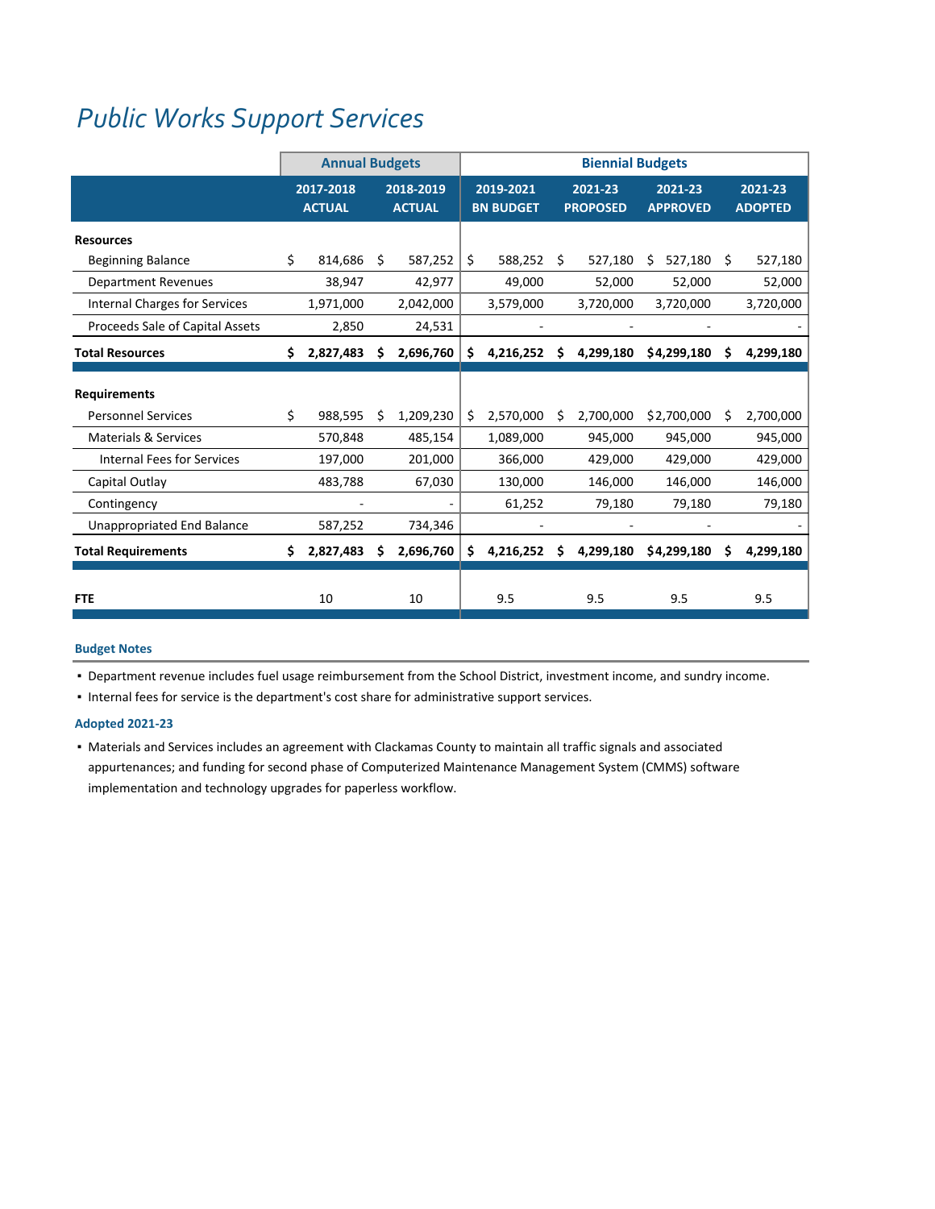# Public Works Support Services

| | Annual Budgets | | Biennial Budgets | | | |
|---|---|---|---|---|---|---|
| | 2017-2018 ACTUAL | 2018-2019 ACTUAL | 2019-2021 BN BUDGET | 2021-23 PROPOSED | 2021-23 APPROVED | 2021-23 ADOPTED |
| **Resources** | | | | | | |
| Beginning Balance | $ 814,686 | $ 587,252 | $ 588,252 | $ 527,180 | $ 527,180 | $ 527,180 |
| Department Revenues | 38,947 | 42,977 | 49,000 | 52,000 | 52,000 | 52,000 |
| Internal Charges for Services | 1,971,000 | 2,042,000 | 3,579,000 | 3,720,000 | 3,720,000 | 3,720,000 |
| Proceeds Sale of Capital Assets | 2,850 | 24,531 | - | - | - | - |
| **Total Resources** | **$ 2,827,483** | **$ 2,696,760** | **$ 4,216,252** | **$ 4,299,180** | **$4,299,180** | **$ 4,299,180** |
| **Requirements** | | | | | | |
| Personnel Services | $ 988,595 | $ 1,209,230 | $ 2,570,000 | $ 2,700,000 | $2,700,000 | $ 2,700,000 |
| Materials & Services | 570,848 | 485,154 | 1,089,000 | 945,000 | 945,000 | 945,000 |
| Internal Fees for Services | 197,000 | 201,000 | 366,000 | 429,000 | 429,000 | 429,000 |
| Capital Outlay | 483,788 | 67,030 | 130,000 | 146,000 | 146,000 | 146,000 |
| Contingency | - | - | 61,252 | 79,180 | 79,180 | 79,180 |
| Unappropriated End Balance | 587,252 | 734,346 | - | - | - | - |
| **Total Requirements** | **$ 2,827,483** | **$ 2,696,760** | **$ 4,216,252** | **$ 4,299,180** | **$4,299,180** | **$ 4,299,180** |
| **FTE** | 10 | 10 | 9.5 | 9.5 | 9.5 | 9.5 |

### Budget Notes

- Department revenue includes fuel usage reimbursement from the School District, investment income, and sundry income.
- Internal fees for service is the department's cost share for administrative support services.

### Adopted 2021-23

- Materials and Services includes an agreement with Clackamas County to maintain all traffic signals and associated appurtenances; and funding for second phase of Computerized Maintenance Management System (CMMS) software implementation and technology upgrades for paperless workflow.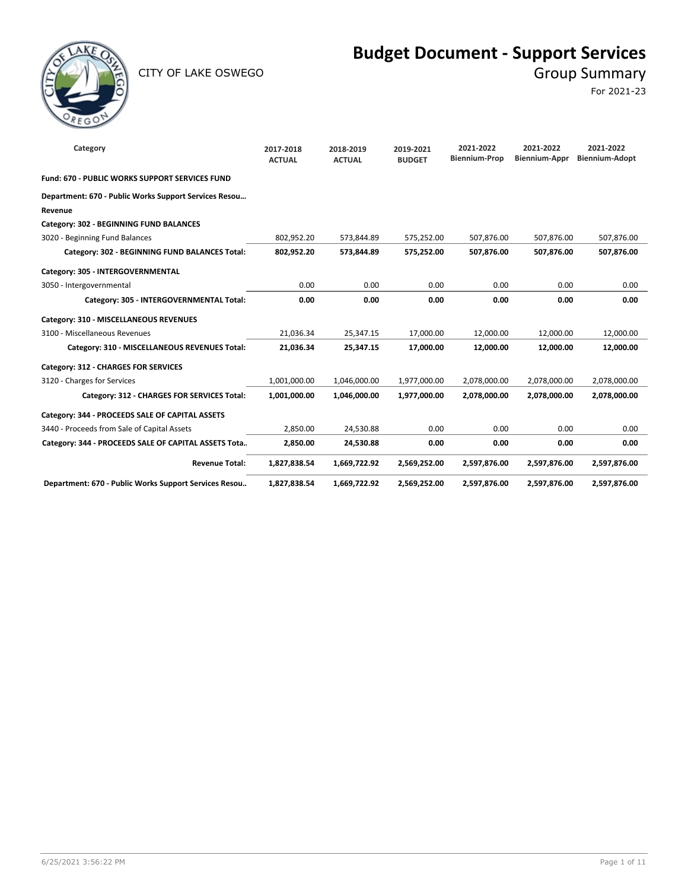# Budget Document - Support Services

CITY OF LAKE OSWEGO

## Group Summary

For 2021-23

| Category | 2017-2018 ACTUAL | 2018-2019 ACTUAL | 2019-2021 BUDGET | 2021-2022 Biennium-Prop | 2021-2022 Biennium-Appr | 2021-2022 Biennium-Adopt |
|---|---|---|---|---|---|---|
| **Fund: 670 - PUBLIC WORKS SUPPORT SERVICES FUND** | | | | | | |
| **Department: 670 - Public Works Support Services Resou…** | | | | | | |
| **Revenue** | | | | | | |
| **Category: 302 - BEGINNING FUND BALANCES** | | | | | | |
| 3020 - Beginning Fund Balances | 802,952.20 | 573,844.89 | 575,252.00 | 507,876.00 | 507,876.00 | 507,876.00 |
| **Category: 302 - BEGINNING FUND BALANCES Total:** | **802,952.20** | **573,844.89** | **575,252.00** | **507,876.00** | **507,876.00** | **507,876.00** |
| **Category: 305 - INTERGOVERNMENTAL** | | | | | | |
| 3050 - Intergovernmental | 0.00 | 0.00 | 0.00 | 0.00 | 0.00 | 0.00 |
| **Category: 305 - INTERGOVERNMENTAL Total:** | **0.00** | **0.00** | **0.00** | **0.00** | **0.00** | **0.00** |
| **Category: 310 - MISCELLANEOUS REVENUES** | | | | | | |
| 3100 - Miscellaneous Revenues | 21,036.34 | 25,347.15 | 17,000.00 | 12,000.00 | 12,000.00 | 12,000.00 |
| **Category: 310 - MISCELLANEOUS REVENUES Total:** | **21,036.34** | **25,347.15** | **17,000.00** | **12,000.00** | **12,000.00** | **12,000.00** |
| **Category: 312 - CHARGES FOR SERVICES** | | | | | | |
| 3120 - Charges for Services | 1,001,000.00 | 1,046,000.00 | 1,977,000.00 | 2,078,000.00 | 2,078,000.00 | 2,078,000.00 |
| **Category: 312 - CHARGES FOR SERVICES Total:** | **1,001,000.00** | **1,046,000.00** | **1,977,000.00** | **2,078,000.00** | **2,078,000.00** | **2,078,000.00** |
| **Category: 344 - PROCEEDS SALE OF CAPITAL ASSETS** | | | | | | |
| 3440 - Proceeds from Sale of Capital Assets | 2,850.00 | 24,530.88 | 0.00 | 0.00 | 0.00 | 0.00 |
| **Category: 344 - PROCEEDS SALE OF CAPITAL ASSETS Tota..** | **2,850.00** | **24,530.88** | **0.00** | **0.00** | **0.00** | **0.00** |
| **Revenue Total:** | **1,827,838.54** | **1,669,722.92** | **2,569,252.00** | **2,597,876.00** | **2,597,876.00** | **2,597,876.00** |
| **Department: 670 - Public Works Support Services Resou..** | **1,827,838.54** | **1,669,722.92** | **2,569,252.00** | **2,597,876.00** | **2,597,876.00** | **2,597,876.00** |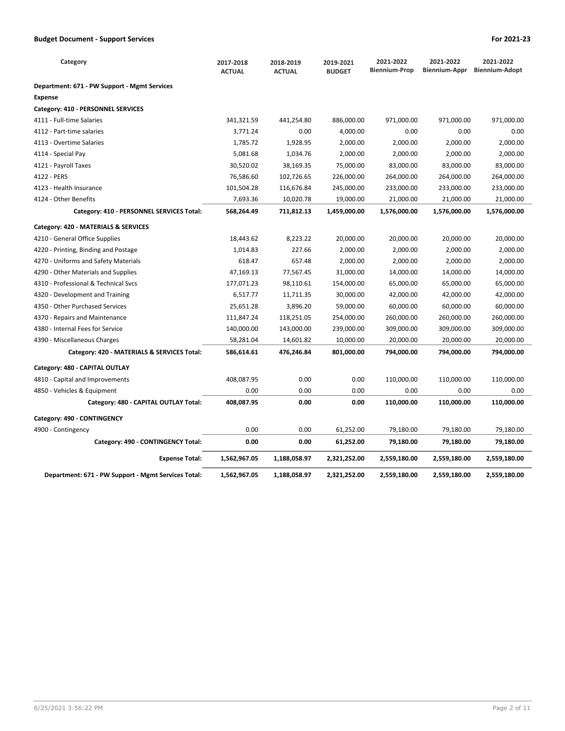## Budget Document - Support Services

For 2021-23

| Category | 2017-2018 ACTUAL | 2018-2019 ACTUAL | 2019-2021 BUDGET | 2021-2022 Biennium-Prop | 2021-2022 Biennium-Appr | 2021-2022 Biennium-Adopt |
|---|---|---|---|---|---|---|
| **Department: 671 - PW Support - Mgmt Services** | | | | | | |
| **Expense** | | | | | | |
| **Category: 410 - PERSONNEL SERVICES** | | | | | | |
| 4111 - Full-time Salaries | 341,321.59 | 441,254.80 | 886,000.00 | 971,000.00 | 971,000.00 | 971,000.00 |
| 4112 - Part-time salaries | 3,771.24 | 0.00 | 4,000.00 | 0.00 | 0.00 | 0.00 |
| 4113 - Overtime Salaries | 1,785.72 | 1,928.95 | 2,000.00 | 2,000.00 | 2,000.00 | 2,000.00 |
| 4114 - Special Pay | 5,081.68 | 1,034.76 | 2,000.00 | 2,000.00 | 2,000.00 | 2,000.00 |
| 4121 - Payroll Taxes | 30,520.02 | 38,169.35 | 75,000.00 | 83,000.00 | 83,000.00 | 83,000.00 |
| 4122 - PERS | 76,586.60 | 102,726.65 | 226,000.00 | 264,000.00 | 264,000.00 | 264,000.00 |
| 4123 - Health Insurance | 101,504.28 | 116,676.84 | 245,000.00 | 233,000.00 | 233,000.00 | 233,000.00 |
| 4124 - Other Benefits | 7,693.36 | 10,020.78 | 19,000.00 | 21,000.00 | 21,000.00 | 21,000.00 |
| **Category: 410 - PERSONNEL SERVICES Total:** | **568,264.49** | **711,812.13** | **1,459,000.00** | **1,576,000.00** | **1,576,000.00** | **1,576,000.00** |
| **Category: 420 - MATERIALS & SERVICES** | | | | | | |
| 4210 - General Office Supplies | 18,443.62 | 8,223.22 | 20,000.00 | 20,000.00 | 20,000.00 | 20,000.00 |
| 4220 - Printing, Binding and Postage | 1,014.83 | 227.66 | 2,000.00 | 2,000.00 | 2,000.00 | 2,000.00 |
| 4270 - Uniforms and Safety Materials | 618.47 | 657.48 | 2,000.00 | 2,000.00 | 2,000.00 | 2,000.00 |
| 4290 - Other Materials and Supplies | 47,169.13 | 77,567.45 | 31,000.00 | 14,000.00 | 14,000.00 | 14,000.00 |
| 4310 - Professional & Technical Svcs | 177,071.23 | 98,110.61 | 154,000.00 | 65,000.00 | 65,000.00 | 65,000.00 |
| 4320 - Development and Training | 6,517.77 | 11,711.35 | 30,000.00 | 42,000.00 | 42,000.00 | 42,000.00 |
| 4350 - Other Purchased Services | 25,651.28 | 3,896.20 | 59,000.00 | 60,000.00 | 60,000.00 | 60,000.00 |
| 4370 - Repairs and Maintenance | 111,847.24 | 118,251.05 | 254,000.00 | 260,000.00 | 260,000.00 | 260,000.00 |
| 4380 - Internal Fees for Service | 140,000.00 | 143,000.00 | 239,000.00 | 309,000.00 | 309,000.00 | 309,000.00 |
| 4390 - Miscellaneous Charges | 58,281.04 | 14,601.82 | 10,000.00 | 20,000.00 | 20,000.00 | 20,000.00 |
| **Category: 420 - MATERIALS & SERVICES Total:** | **586,614.61** | **476,246.84** | **801,000.00** | **794,000.00** | **794,000.00** | **794,000.00** |
| **Category: 480 - CAPITAL OUTLAY** | | | | | | |
| 4810 - Capital and Improvements | 408,087.95 | 0.00 | 0.00 | 110,000.00 | 110,000.00 | 110,000.00 |
| 4850 - Vehicles & Equipment | 0.00 | 0.00 | 0.00 | 0.00 | 0.00 | 0.00 |
| **Category: 480 - CAPITAL OUTLAY Total:** | **408,087.95** | **0.00** | **0.00** | **110,000.00** | **110,000.00** | **110,000.00** |
| **Category: 490 - CONTINGENCY** | | | | | | |
| 4900 - Contingency | 0.00 | 0.00 | 61,252.00 | 79,180.00 | 79,180.00 | 79,180.00 |
| **Category: 490 - CONTINGENCY Total:** | **0.00** | **0.00** | **61,252.00** | **79,180.00** | **79,180.00** | **79,180.00** |
| **Expense Total:** | **1,562,967.05** | **1,188,058.97** | **2,321,252.00** | **2,559,180.00** | **2,559,180.00** | **2,559,180.00** |
| **Department: 671 - PW Support - Mgmt Services Total:** | **1,562,967.05** | **1,188,058.97** | **2,321,252.00** | **2,559,180.00** | **2,559,180.00** | **2,559,180.00** |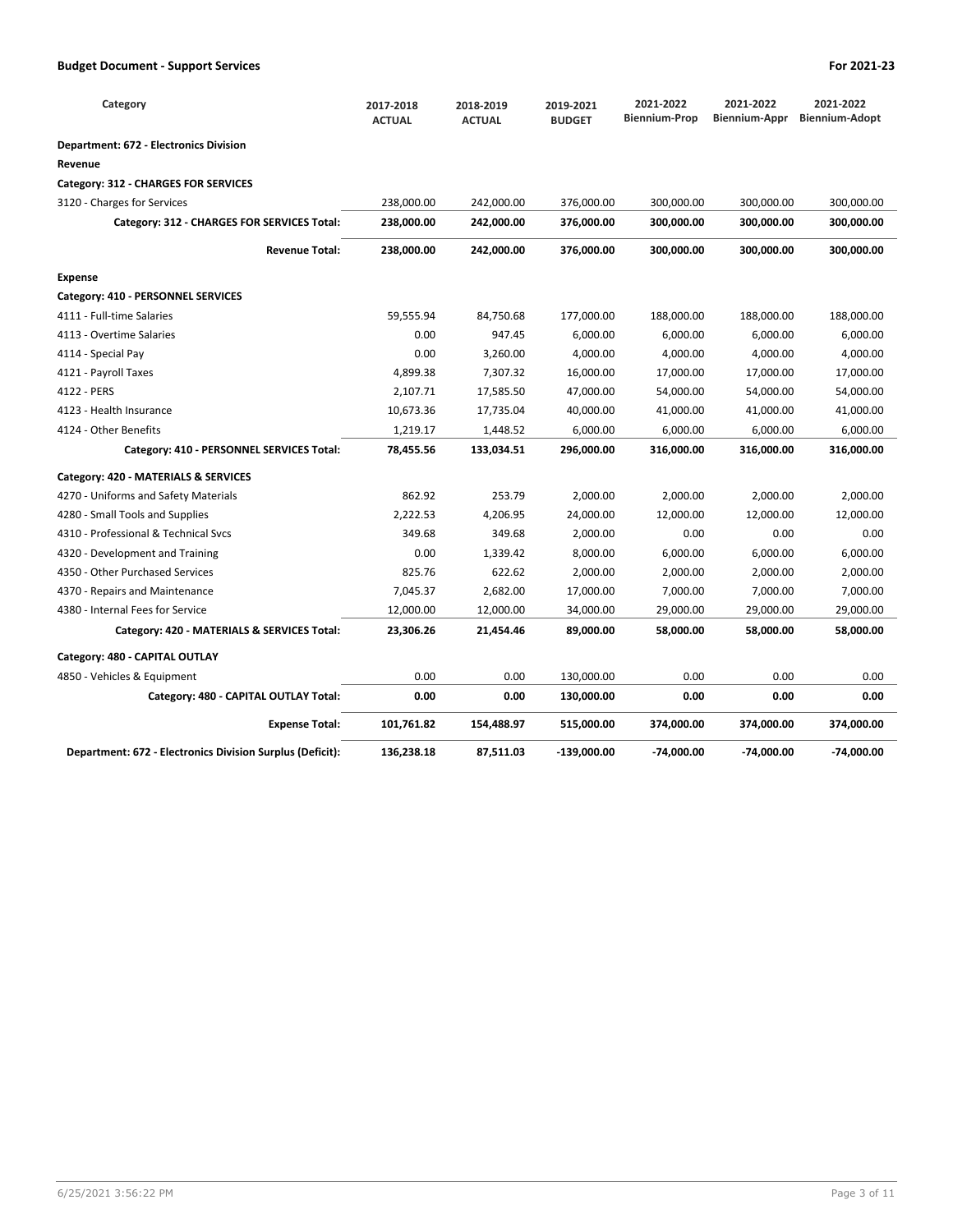## Budget Document - Support Services

**For 2021-23**

| Category | 2017-2018 ACTUAL | 2018-2019 ACTUAL | 2019-2021 BUDGET | 2021-2022 Biennium-Prop | 2021-2022 Biennium-Appr | 2021-2022 Biennium-Adopt |
|---|---|---|---|---|---|---|
| **Department: 672 - Electronics Division** | | | | | | |
| **Revenue** | | | | | | |
| **Category: 312 - CHARGES FOR SERVICES** | | | | | | |
| 3120 - Charges for Services | 238,000.00 | 242,000.00 | 376,000.00 | 300,000.00 | 300,000.00 | 300,000.00 |
| **Category: 312 - CHARGES FOR SERVICES Total:** | **238,000.00** | **242,000.00** | **376,000.00** | **300,000.00** | **300,000.00** | **300,000.00** |
| **Revenue Total:** | **238,000.00** | **242,000.00** | **376,000.00** | **300,000.00** | **300,000.00** | **300,000.00** |
| **Expense** | | | | | | |
| **Category: 410 - PERSONNEL SERVICES** | | | | | | |
| 4111 - Full-time Salaries | 59,555.94 | 84,750.68 | 177,000.00 | 188,000.00 | 188,000.00 | 188,000.00 |
| 4113 - Overtime Salaries | 0.00 | 947.45 | 6,000.00 | 6,000.00 | 6,000.00 | 6,000.00 |
| 4114 - Special Pay | 0.00 | 3,260.00 | 4,000.00 | 4,000.00 | 4,000.00 | 4,000.00 |
| 4121 - Payroll Taxes | 4,899.38 | 7,307.32 | 16,000.00 | 17,000.00 | 17,000.00 | 17,000.00 |
| 4122 - PERS | 2,107.71 | 17,585.50 | 47,000.00 | 54,000.00 | 54,000.00 | 54,000.00 |
| 4123 - Health Insurance | 10,673.36 | 17,735.04 | 40,000.00 | 41,000.00 | 41,000.00 | 41,000.00 |
| 4124 - Other Benefits | 1,219.17 | 1,448.52 | 6,000.00 | 6,000.00 | 6,000.00 | 6,000.00 |
| **Category: 410 - PERSONNEL SERVICES Total:** | **78,455.56** | **133,034.51** | **296,000.00** | **316,000.00** | **316,000.00** | **316,000.00** |
| **Category: 420 - MATERIALS & SERVICES** | | | | | | |
| 4270 - Uniforms and Safety Materials | 862.92 | 253.79 | 2,000.00 | 2,000.00 | 2,000.00 | 2,000.00 |
| 4280 - Small Tools and Supplies | 2,222.53 | 4,206.95 | 24,000.00 | 12,000.00 | 12,000.00 | 12,000.00 |
| 4310 - Professional & Technical Svcs | 349.68 | 349.68 | 2,000.00 | 0.00 | 0.00 | 0.00 |
| 4320 - Development and Training | 0.00 | 1,339.42 | 8,000.00 | 6,000.00 | 6,000.00 | 6,000.00 |
| 4350 - Other Purchased Services | 825.76 | 622.62 | 2,000.00 | 2,000.00 | 2,000.00 | 2,000.00 |
| 4370 - Repairs and Maintenance | 7,045.37 | 2,682.00 | 17,000.00 | 7,000.00 | 7,000.00 | 7,000.00 |
| 4380 - Internal Fees for Service | 12,000.00 | 12,000.00 | 34,000.00 | 29,000.00 | 29,000.00 | 29,000.00 |
| **Category: 420 - MATERIALS & SERVICES Total:** | **23,306.26** | **21,454.46** | **89,000.00** | **58,000.00** | **58,000.00** | **58,000.00** |
| **Category: 480 - CAPITAL OUTLAY** | | | | | | |
| 4850 - Vehicles & Equipment | 0.00 | 0.00 | 130,000.00 | 0.00 | 0.00 | 0.00 |
| **Category: 480 - CAPITAL OUTLAY Total:** | **0.00** | **0.00** | **130,000.00** | **0.00** | **0.00** | **0.00** |
| **Expense Total:** | **101,761.82** | **154,488.97** | **515,000.00** | **374,000.00** | **374,000.00** | **374,000.00** |
| **Department: 672 - Electronics Division Surplus (Deficit):** | **136,238.18** | **87,511.03** | **-139,000.00** | **-74,000.00** | **-74,000.00** | **-74,000.00** |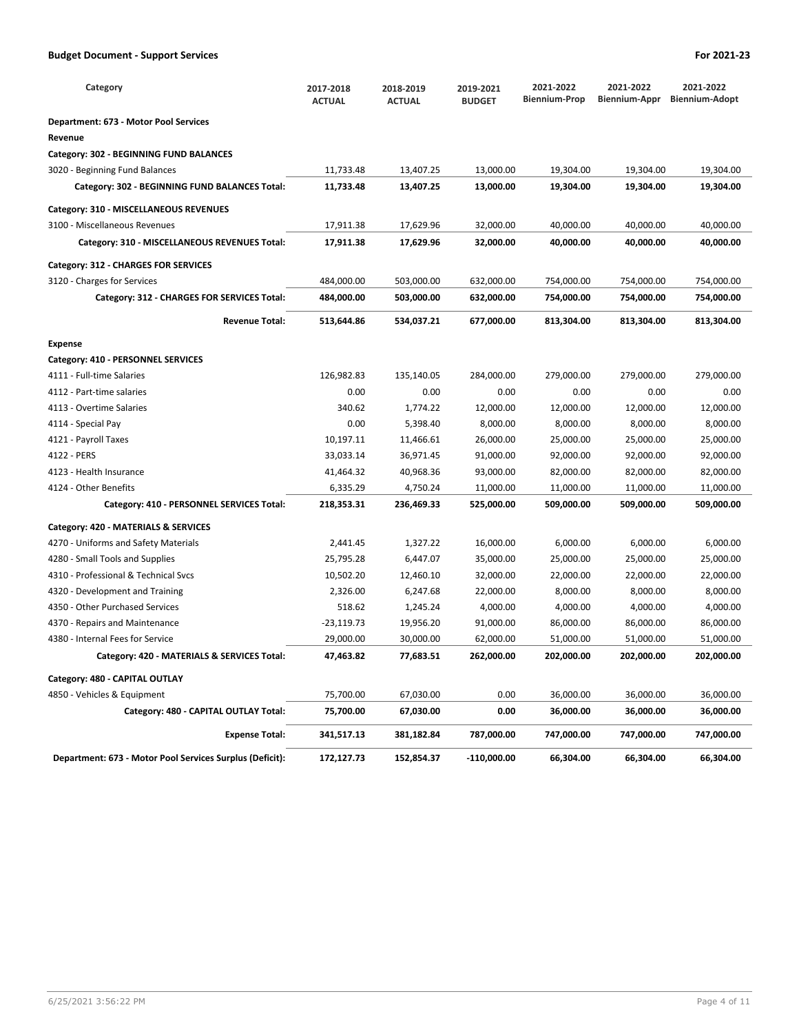## Budget Document - Support Services

For 2021-23

| Category | 2017-2018 ACTUAL | 2018-2019 ACTUAL | 2019-2021 BUDGET | 2021-2022 Biennium-Prop | 2021-2022 Biennium-Appr | 2021-2022 Biennium-Adopt |
|---|---|---|---|---|---|---|
| **Department: 673 - Motor Pool Services** | | | | | | |
| **Revenue** | | | | | | |
| **Category: 302 - BEGINNING FUND BALANCES** | | | | | | |
| 3020 - Beginning Fund Balances | 11,733.48 | 13,407.25 | 13,000.00 | 19,304.00 | 19,304.00 | 19,304.00 |
| **Category: 302 - BEGINNING FUND BALANCES Total:** | **11,733.48** | **13,407.25** | **13,000.00** | **19,304.00** | **19,304.00** | **19,304.00** |
| **Category: 310 - MISCELLANEOUS REVENUES** | | | | | | |
| 3100 - Miscellaneous Revenues | 17,911.38 | 17,629.96 | 32,000.00 | 40,000.00 | 40,000.00 | 40,000.00 |
| **Category: 310 - MISCELLANEOUS REVENUES Total:** | **17,911.38** | **17,629.96** | **32,000.00** | **40,000.00** | **40,000.00** | **40,000.00** |
| **Category: 312 - CHARGES FOR SERVICES** | | | | | | |
| 3120 - Charges for Services | 484,000.00 | 503,000.00 | 632,000.00 | 754,000.00 | 754,000.00 | 754,000.00 |
| **Category: 312 - CHARGES FOR SERVICES Total:** | **484,000.00** | **503,000.00** | **632,000.00** | **754,000.00** | **754,000.00** | **754,000.00** |
| **Revenue Total:** | **513,644.86** | **534,037.21** | **677,000.00** | **813,304.00** | **813,304.00** | **813,304.00** |
| **Expense** | | | | | | |
| **Category: 410 - PERSONNEL SERVICES** | | | | | | |
| 4111 - Full-time Salaries | 126,982.83 | 135,140.05 | 284,000.00 | 279,000.00 | 279,000.00 | 279,000.00 |
| 4112 - Part-time salaries | 0.00 | 0.00 | 0.00 | 0.00 | 0.00 | 0.00 |
| 4113 - Overtime Salaries | 340.62 | 1,774.22 | 12,000.00 | 12,000.00 | 12,000.00 | 12,000.00 |
| 4114 - Special Pay | 0.00 | 5,398.40 | 8,000.00 | 8,000.00 | 8,000.00 | 8,000.00 |
| 4121 - Payroll Taxes | 10,197.11 | 11,466.61 | 26,000.00 | 25,000.00 | 25,000.00 | 25,000.00 |
| 4122 - PERS | 33,033.14 | 36,971.45 | 91,000.00 | 92,000.00 | 92,000.00 | 92,000.00 |
| 4123 - Health Insurance | 41,464.32 | 40,968.36 | 93,000.00 | 82,000.00 | 82,000.00 | 82,000.00 |
| 4124 - Other Benefits | 6,335.29 | 4,750.24 | 11,000.00 | 11,000.00 | 11,000.00 | 11,000.00 |
| **Category: 410 - PERSONNEL SERVICES Total:** | **218,353.31** | **236,469.33** | **525,000.00** | **509,000.00** | **509,000.00** | **509,000.00** |
| **Category: 420 - MATERIALS & SERVICES** | | | | | | |
| 4270 - Uniforms and Safety Materials | 2,441.45 | 1,327.22 | 16,000.00 | 6,000.00 | 6,000.00 | 6,000.00 |
| 4280 - Small Tools and Supplies | 25,795.28 | 6,447.07 | 35,000.00 | 25,000.00 | 25,000.00 | 25,000.00 |
| 4310 - Professional & Technical Svcs | 10,502.20 | 12,460.10 | 32,000.00 | 22,000.00 | 22,000.00 | 22,000.00 |
| 4320 - Development and Training | 2,326.00 | 6,247.68 | 22,000.00 | 8,000.00 | 8,000.00 | 8,000.00 |
| 4350 - Other Purchased Services | 518.62 | 1,245.24 | 4,000.00 | 4,000.00 | 4,000.00 | 4,000.00 |
| 4370 - Repairs and Maintenance | -23,119.73 | 19,956.20 | 91,000.00 | 86,000.00 | 86,000.00 | 86,000.00 |
| 4380 - Internal Fees for Service | 29,000.00 | 30,000.00 | 62,000.00 | 51,000.00 | 51,000.00 | 51,000.00 |
| **Category: 420 - MATERIALS & SERVICES Total:** | **47,463.82** | **77,683.51** | **262,000.00** | **202,000.00** | **202,000.00** | **202,000.00** |
| **Category: 480 - CAPITAL OUTLAY** | | | | | | |
| 4850 - Vehicles & Equipment | 75,700.00 | 67,030.00 | 0.00 | 36,000.00 | 36,000.00 | 36,000.00 |
| **Category: 480 - CAPITAL OUTLAY Total:** | **75,700.00** | **67,030.00** | **0.00** | **36,000.00** | **36,000.00** | **36,000.00** |
| **Expense Total:** | **341,517.13** | **381,182.84** | **787,000.00** | **747,000.00** | **747,000.00** | **747,000.00** |
| **Department: 673 - Motor Pool Services Surplus (Deficit):** | **172,127.73** | **152,854.37** | **-110,000.00** | **66,304.00** | **66,304.00** | **66,304.00** |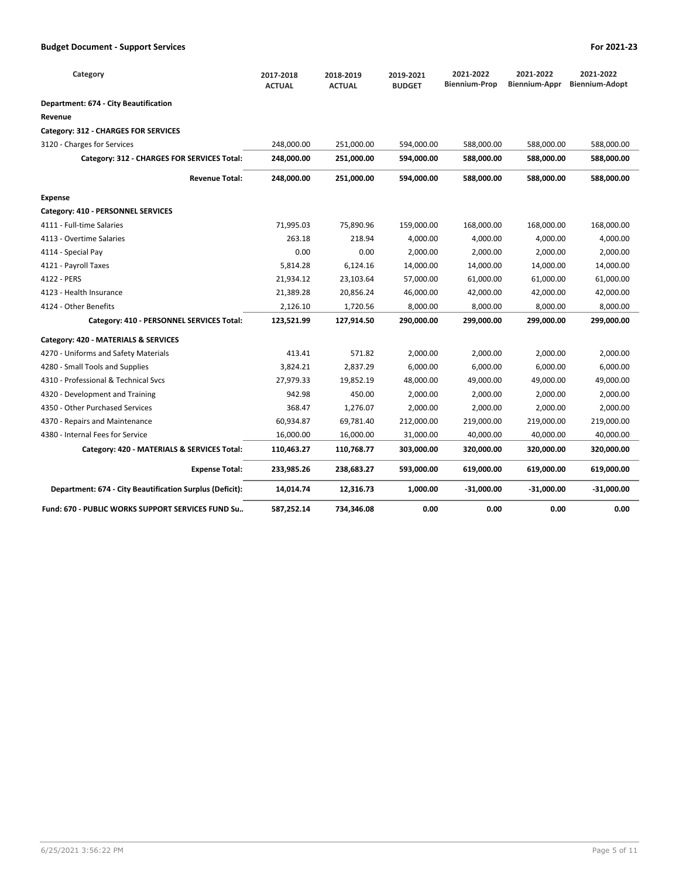| Category | 2017-2018 ACTUAL | 2018-2019 ACTUAL | 2019-2021 BUDGET | 2021-2022 Biennium-Prop | 2021-2022 Biennium-Appr | 2021-2022 Biennium-Adopt |
|---|---|---|---|---|---|---|
| **Department: 674 - City Beautification** | | | | | | |
| **Revenue** | | | | | | |
| **Category: 312 - CHARGES FOR SERVICES** | | | | | | |
| 3120 - Charges for Services | 248,000.00 | 251,000.00 | 594,000.00 | 588,000.00 | 588,000.00 | 588,000.00 |
| **Category: 312 - CHARGES FOR SERVICES Total:** | **248,000.00** | **251,000.00** | **594,000.00** | **588,000.00** | **588,000.00** | **588,000.00** |
| **Revenue Total:** | **248,000.00** | **251,000.00** | **594,000.00** | **588,000.00** | **588,000.00** | **588,000.00** |
| **Expense** | | | | | | |
| **Category: 410 - PERSONNEL SERVICES** | | | | | | |
| 4111 - Full-time Salaries | 71,995.03 | 75,890.96 | 159,000.00 | 168,000.00 | 168,000.00 | 168,000.00 |
| 4113 - Overtime Salaries | 263.18 | 218.94 | 4,000.00 | 4,000.00 | 4,000.00 | 4,000.00 |
| 4114 - Special Pay | 0.00 | 0.00 | 2,000.00 | 2,000.00 | 2,000.00 | 2,000.00 |
| 4121 - Payroll Taxes | 5,814.28 | 6,124.16 | 14,000.00 | 14,000.00 | 14,000.00 | 14,000.00 |
| 4122 - PERS | 21,934.12 | 23,103.64 | 57,000.00 | 61,000.00 | 61,000.00 | 61,000.00 |
| 4123 - Health Insurance | 21,389.28 | 20,856.24 | 46,000.00 | 42,000.00 | 42,000.00 | 42,000.00 |
| 4124 - Other Benefits | 2,126.10 | 1,720.56 | 8,000.00 | 8,000.00 | 8,000.00 | 8,000.00 |
| **Category: 410 - PERSONNEL SERVICES Total:** | **123,521.99** | **127,914.50** | **290,000.00** | **299,000.00** | **299,000.00** | **299,000.00** |
| **Category: 420 - MATERIALS & SERVICES** | | | | | | |
| 4270 - Uniforms and Safety Materials | 413.41 | 571.82 | 2,000.00 | 2,000.00 | 2,000.00 | 2,000.00 |
| 4280 - Small Tools and Supplies | 3,824.21 | 2,837.29 | 6,000.00 | 6,000.00 | 6,000.00 | 6,000.00 |
| 4310 - Professional & Technical Svcs | 27,979.33 | 19,852.19 | 48,000.00 | 49,000.00 | 49,000.00 | 49,000.00 |
| 4320 - Development and Training | 942.98 | 450.00 | 2,000.00 | 2,000.00 | 2,000.00 | 2,000.00 |
| 4350 - Other Purchased Services | 368.47 | 1,276.07 | 2,000.00 | 2,000.00 | 2,000.00 | 2,000.00 |
| 4370 - Repairs and Maintenance | 60,934.87 | 69,781.40 | 212,000.00 | 219,000.00 | 219,000.00 | 219,000.00 |
| 4380 - Internal Fees for Service | 16,000.00 | 16,000.00 | 31,000.00 | 40,000.00 | 40,000.00 | 40,000.00 |
| **Category: 420 - MATERIALS & SERVICES Total:** | **110,463.27** | **110,768.77** | **303,000.00** | **320,000.00** | **320,000.00** | **320,000.00** |
| **Expense Total:** | **233,985.26** | **238,683.27** | **593,000.00** | **619,000.00** | **619,000.00** | **619,000.00** |
| **Department: 674 - City Beautification Surplus (Deficit):** | **14,014.74** | **12,316.73** | **1,000.00** | **-31,000.00** | **-31,000.00** | **-31,000.00** |
| **Fund: 670 - PUBLIC WORKS SUPPORT SERVICES FUND Su..** | **587,252.14** | **734,346.08** | **0.00** | **0.00** | **0.00** | **0.00** |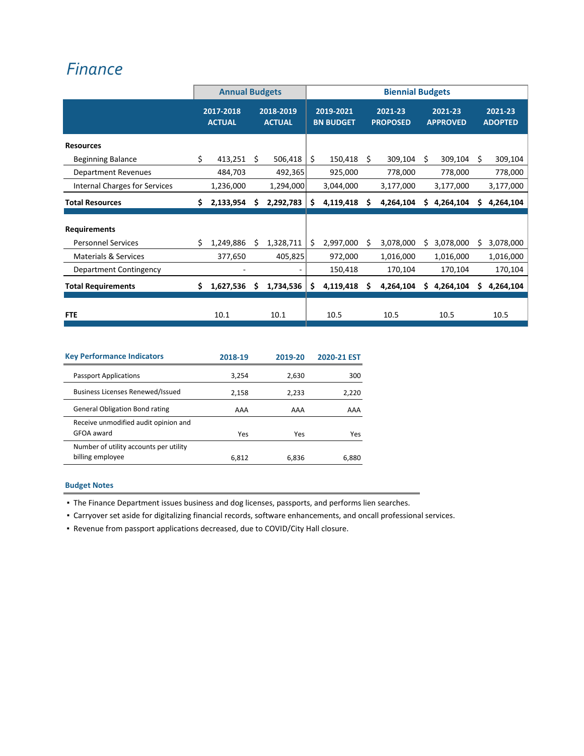# *Finance*

| | Annual Budgets | | Biennial Budgets | | | |
|---|---|---|---|---|---|---|
| | 2017-2018 ACTUAL | 2018-2019 ACTUAL | 2019-2021 BN BUDGET | 2021-23 PROPOSED | 2021-23 APPROVED | 2021-23 ADOPTED |
| **Resources** | | | | | | |
| Beginning Balance | $ 413,251 | $ 506,418 | $ 150,418 | $ 309,104 | $ 309,104 | $ 309,104 |
| Department Revenues | 484,703 | 492,365 | 925,000 | 778,000 | 778,000 | 778,000 |
| Internal Charges for Services | 1,236,000 | 1,294,000 | 3,044,000 | 3,177,000 | 3,177,000 | 3,177,000 |
| **Total Resources** | **$ 2,133,954** | **$ 2,292,783** | **$ 4,119,418** | **$ 4,264,104** | **$ 4,264,104** | **$ 4,264,104** |
| **Requirements** | | | | | | |
| Personnel Services | $ 1,249,886 | $ 1,328,711 | $ 2,997,000 | $ 3,078,000 | $ 3,078,000 | $ 3,078,000 |
| Materials & Services | 377,650 | 405,825 | 972,000 | 1,016,000 | 1,016,000 | 1,016,000 |
| Department Contingency | - | - | 150,418 | 170,104 | 170,104 | 170,104 |
| **Total Requirements** | **$ 1,627,536** | **$ 1,734,536** | **$ 4,119,418** | **$ 4,264,104** | **$ 4,264,104** | **$ 4,264,104** |
| **FTE** | 10.1 | 10.1 | 10.5 | 10.5 | 10.5 | 10.5 |

| Key Performance Indicators | 2018-19 | 2019-20 | 2020-21 EST |
|---|---|---|---|
| Passport Applications | 3,254 | 2,630 | 300 |
| Business Licenses Renewed/Issued | 2,158 | 2,233 | 2,220 |
| General Obligation Bond rating | AAA | AAA | AAA |
| Receive unmodified audit opinion and GFOA award | Yes | Yes | Yes |
| Number of utility accounts per utility billing employee | 6,812 | 6,836 | 6,880 |

**Budget Notes**

- The Finance Department issues business and dog licenses, passports, and performs lien searches.
- Carryover set aside for digitalizing financial records, software enhancements, and oncall professional services.
- Revenue from passport applications decreased, due to COVID/City Hall closure.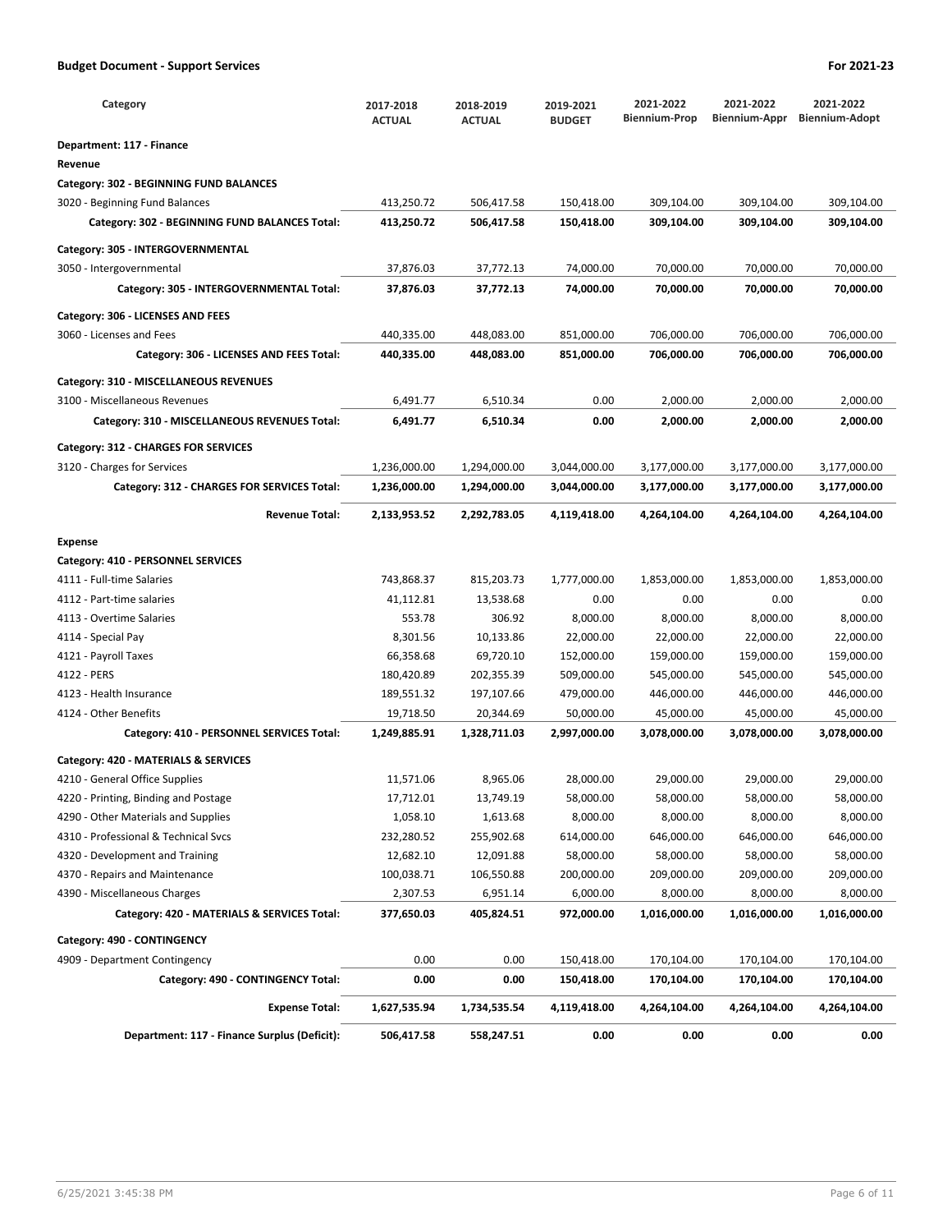## Budget Document - Support Services

**For 2021-23**

| Category | 2017-2018 ACTUAL | 2018-2019 ACTUAL | 2019-2021 BUDGET | 2021-2022 Biennium-Prop | 2021-2022 Biennium-Appr | 2021-2022 Biennium-Adopt |
|---|---|---|---|---|---|---|
| **Department: 117 - Finance** | | | | | | |
| **Revenue** | | | | | | |
| **Category: 302 - BEGINNING FUND BALANCES** | | | | | | |
| 3020 - Beginning Fund Balances | 413,250.72 | 506,417.58 | 150,418.00 | 309,104.00 | 309,104.00 | 309,104.00 |
| **Category: 302 - BEGINNING FUND BALANCES Total:** | **413,250.72** | **506,417.58** | **150,418.00** | **309,104.00** | **309,104.00** | **309,104.00** |
| **Category: 305 - INTERGOVERNMENTAL** | | | | | | |
| 3050 - Intergovernmental | 37,876.03 | 37,772.13 | 74,000.00 | 70,000.00 | 70,000.00 | 70,000.00 |
| **Category: 305 - INTERGOVERNMENTAL Total:** | **37,876.03** | **37,772.13** | **74,000.00** | **70,000.00** | **70,000.00** | **70,000.00** |
| **Category: 306 - LICENSES AND FEES** | | | | | | |
| 3060 - Licenses and Fees | 440,335.00 | 448,083.00 | 851,000.00 | 706,000.00 | 706,000.00 | 706,000.00 |
| **Category: 306 - LICENSES AND FEES Total:** | **440,335.00** | **448,083.00** | **851,000.00** | **706,000.00** | **706,000.00** | **706,000.00** |
| **Category: 310 - MISCELLANEOUS REVENUES** | | | | | | |
| 3100 - Miscellaneous Revenues | 6,491.77 | 6,510.34 | 0.00 | 2,000.00 | 2,000.00 | 2,000.00 |
| **Category: 310 - MISCELLANEOUS REVENUES Total:** | **6,491.77** | **6,510.34** | **0.00** | **2,000.00** | **2,000.00** | **2,000.00** |
| **Category: 312 - CHARGES FOR SERVICES** | | | | | | |
| 3120 - Charges for Services | 1,236,000.00 | 1,294,000.00 | 3,044,000.00 | 3,177,000.00 | 3,177,000.00 | 3,177,000.00 |
| **Category: 312 - CHARGES FOR SERVICES Total:** | **1,236,000.00** | **1,294,000.00** | **3,044,000.00** | **3,177,000.00** | **3,177,000.00** | **3,177,000.00** |
| **Revenue Total:** | **2,133,953.52** | **2,292,783.05** | **4,119,418.00** | **4,264,104.00** | **4,264,104.00** | **4,264,104.00** |
| **Expense** | | | | | | |
| **Category: 410 - PERSONNEL SERVICES** | | | | | | |
| 4111 - Full-time Salaries | 743,868.37 | 815,203.73 | 1,777,000.00 | 1,853,000.00 | 1,853,000.00 | 1,853,000.00 |
| 4112 - Part-time salaries | 41,112.81 | 13,538.68 | 0.00 | 0.00 | 0.00 | 0.00 |
| 4113 - Overtime Salaries | 553.78 | 306.92 | 8,000.00 | 8,000.00 | 8,000.00 | 8,000.00 |
| 4114 - Special Pay | 8,301.56 | 10,133.86 | 22,000.00 | 22,000.00 | 22,000.00 | 22,000.00 |
| 4121 - Payroll Taxes | 66,358.68 | 69,720.10 | 152,000.00 | 159,000.00 | 159,000.00 | 159,000.00 |
| 4122 - PERS | 180,420.89 | 202,355.39 | 509,000.00 | 545,000.00 | 545,000.00 | 545,000.00 |
| 4123 - Health Insurance | 189,551.32 | 197,107.66 | 479,000.00 | 446,000.00 | 446,000.00 | 446,000.00 |
| 4124 - Other Benefits | 19,718.50 | 20,344.69 | 50,000.00 | 45,000.00 | 45,000.00 | 45,000.00 |
| **Category: 410 - PERSONNEL SERVICES Total:** | **1,249,885.91** | **1,328,711.03** | **2,997,000.00** | **3,078,000.00** | **3,078,000.00** | **3,078,000.00** |
| **Category: 420 - MATERIALS & SERVICES** | | | | | | |
| 4210 - General Office Supplies | 11,571.06 | 8,965.06 | 28,000.00 | 29,000.00 | 29,000.00 | 29,000.00 |
| 4220 - Printing, Binding and Postage | 17,712.01 | 13,749.19 | 58,000.00 | 58,000.00 | 58,000.00 | 58,000.00 |
| 4290 - Other Materials and Supplies | 1,058.10 | 1,613.68 | 8,000.00 | 8,000.00 | 8,000.00 | 8,000.00 |
| 4310 - Professional & Technical Svcs | 232,280.52 | 255,902.68 | 614,000.00 | 646,000.00 | 646,000.00 | 646,000.00 |
| 4320 - Development and Training | 12,682.10 | 12,091.88 | 58,000.00 | 58,000.00 | 58,000.00 | 58,000.00 |
| 4370 - Repairs and Maintenance | 100,038.71 | 106,550.88 | 200,000.00 | 209,000.00 | 209,000.00 | 209,000.00 |
| 4390 - Miscellaneous Charges | 2,307.53 | 6,951.14 | 6,000.00 | 8,000.00 | 8,000.00 | 8,000.00 |
| **Category: 420 - MATERIALS & SERVICES Total:** | **377,650.03** | **405,824.51** | **972,000.00** | **1,016,000.00** | **1,016,000.00** | **1,016,000.00** |
| **Category: 490 - CONTINGENCY** | | | | | | |
| 4909 - Department Contingency | 0.00 | 0.00 | 150,418.00 | 170,104.00 | 170,104.00 | 170,104.00 |
| **Category: 490 - CONTINGENCY Total:** | **0.00** | **0.00** | **150,418.00** | **170,104.00** | **170,104.00** | **170,104.00** |
| **Expense Total:** | **1,627,535.94** | **1,734,535.54** | **4,119,418.00** | **4,264,104.00** | **4,264,104.00** | **4,264,104.00** |
| **Department: 117 - Finance Surplus (Deficit):** | **506,417.58** | **558,247.51** | **0.00** | **0.00** | **0.00** | **0.00** |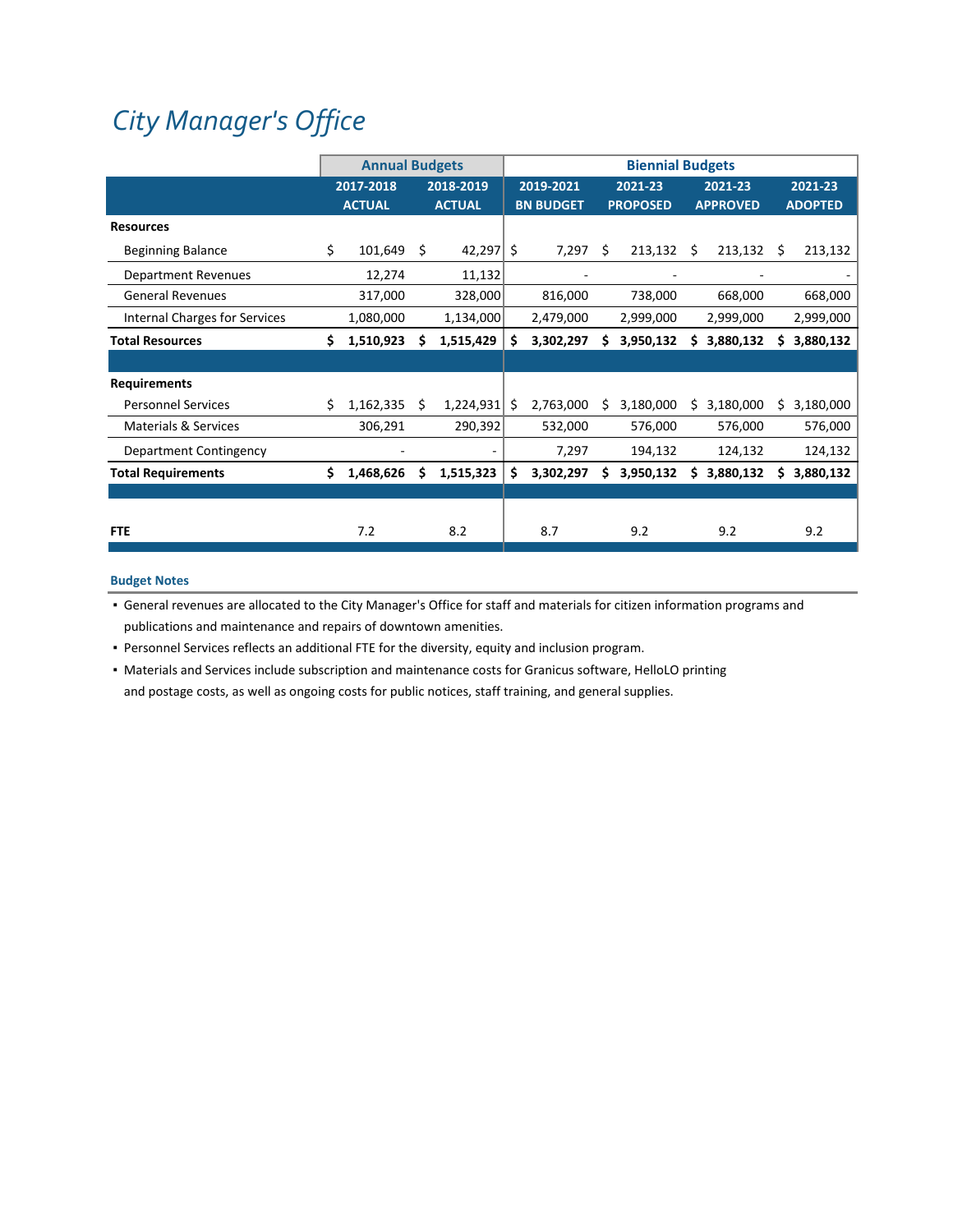# City Manager's Office

| | Annual Budgets | | Biennial Budgets | | | |
|---|---|---|---|---|---|---|
| | 2017-2018 ACTUAL | 2018-2019 ACTUAL | 2019-2021 BN BUDGET | 2021-23 PROPOSED | 2021-23 APPROVED | 2021-23 ADOPTED |
| **Resources** | | | | | | |
| Beginning Balance | $ 101,649 | $ 42,297 | $ 7,297 | $ 213,132 | $ 213,132 | $ 213,132 |
| Department Revenues | 12,274 | 11,132 | - | - | - | - |
| General Revenues | 317,000 | 328,000 | 816,000 | 738,000 | 668,000 | 668,000 |
| Internal Charges for Services | 1,080,000 | 1,134,000 | 2,479,000 | 2,999,000 | 2,999,000 | 2,999,000 |
| **Total Resources** | **$ 1,510,923** | **$ 1,515,429** | **$ 3,302,297** | **$ 3,950,132** | **$ 3,880,132** | **$ 3,880,132** |
| **Requirements** | | | | | | |
| Personnel Services | $ 1,162,335 | $ 1,224,931 | $ 2,763,000 | $ 3,180,000 | $ 3,180,000 | $ 3,180,000 |
| Materials & Services | 306,291 | 290,392 | 532,000 | 576,000 | 576,000 | 576,000 |
| Department Contingency | - | - | 7,297 | 194,132 | 124,132 | 124,132 |
| **Total Requirements** | **$ 1,468,626** | **$ 1,515,323** | **$ 3,302,297** | **$ 3,950,132** | **$ 3,880,132** | **$ 3,880,132** |
| **FTE** | 7.2 | 8.2 | 8.7 | 9.2 | 9.2 | 9.2 |

**Budget Notes**

- General revenues are allocated to the City Manager's Office for staff and materials for citizen information programs and publications and maintenance and repairs of downtown amenities.
- Personnel Services reflects an additional FTE for the diversity, equity and inclusion program.
- Materials and Services include subscription and maintenance costs for Granicus software, HelloLO printing and postage costs, as well as ongoing costs for public notices, staff training, and general supplies.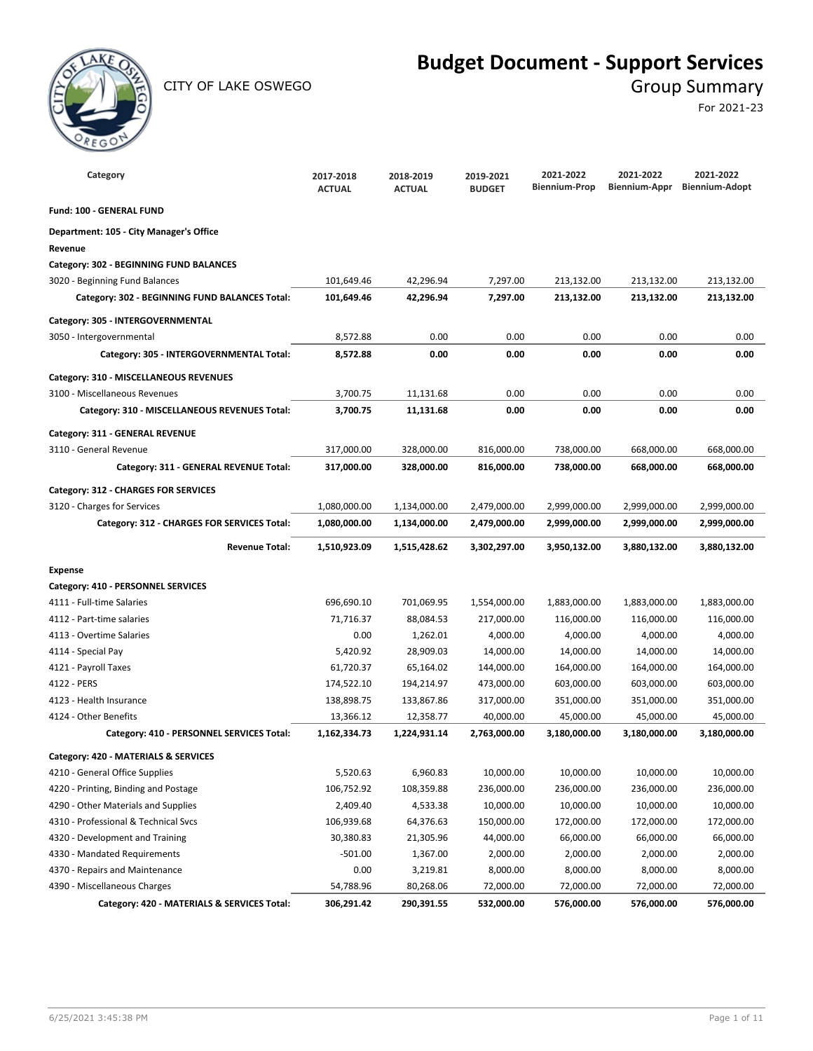# Budget Document - Support Services

CITY OF LAKE OSWEGO

## Group Summary

For 2021-23

| Category | 2017-2018 ACTUAL | 2018-2019 ACTUAL | 2019-2021 BUDGET | 2021-2022 Biennium-Prop | 2021-2022 Biennium-Appr | 2021-2022 Biennium-Adopt |
|---|---|---|---|---|---|---|
| **Fund: 100 - GENERAL FUND** | | | | | | |
| **Department: 105 - City Manager's Office** | | | | | | |
| **Revenue** | | | | | | |
| **Category: 302 - BEGINNING FUND BALANCES** | | | | | | |
| 3020 - Beginning Fund Balances | 101,649.46 | 42,296.94 | 7,297.00 | 213,132.00 | 213,132.00 | 213,132.00 |
| **Category: 302 - BEGINNING FUND BALANCES Total:** | **101,649.46** | **42,296.94** | **7,297.00** | **213,132.00** | **213,132.00** | **213,132.00** |
| **Category: 305 - INTERGOVERNMENTAL** | | | | | | |
| 3050 - Intergovernmental | 8,572.88 | 0.00 | 0.00 | 0.00 | 0.00 | 0.00 |
| **Category: 305 - INTERGOVERNMENTAL Total:** | **8,572.88** | **0.00** | **0.00** | **0.00** | **0.00** | **0.00** |
| **Category: 310 - MISCELLANEOUS REVENUES** | | | | | | |
| 3100 - Miscellaneous Revenues | 3,700.75 | 11,131.68 | 0.00 | 0.00 | 0.00 | 0.00 |
| **Category: 310 - MISCELLANEOUS REVENUES Total:** | **3,700.75** | **11,131.68** | **0.00** | **0.00** | **0.00** | **0.00** |
| **Category: 311 - GENERAL REVENUE** | | | | | | |
| 3110 - General Revenue | 317,000.00 | 328,000.00 | 816,000.00 | 738,000.00 | 668,000.00 | 668,000.00 |
| **Category: 311 - GENERAL REVENUE Total:** | **317,000.00** | **328,000.00** | **816,000.00** | **738,000.00** | **668,000.00** | **668,000.00** |
| **Category: 312 - CHARGES FOR SERVICES** | | | | | | |
| 3120 - Charges for Services | 1,080,000.00 | 1,134,000.00 | 2,479,000.00 | 2,999,000.00 | 2,999,000.00 | 2,999,000.00 |
| **Category: 312 - CHARGES FOR SERVICES Total:** | **1,080,000.00** | **1,134,000.00** | **2,479,000.00** | **2,999,000.00** | **2,999,000.00** | **2,999,000.00** |
| **Revenue Total:** | **1,510,923.09** | **1,515,428.62** | **3,302,297.00** | **3,950,132.00** | **3,880,132.00** | **3,880,132.00** |
| **Expense** | | | | | | |
| **Category: 410 - PERSONNEL SERVICES** | | | | | | |
| 4111 - Full-time Salaries | 696,690.10 | 701,069.95 | 1,554,000.00 | 1,883,000.00 | 1,883,000.00 | 1,883,000.00 |
| 4112 - Part-time salaries | 71,716.37 | 88,084.53 | 217,000.00 | 116,000.00 | 116,000.00 | 116,000.00 |
| 4113 - Overtime Salaries | 0.00 | 1,262.01 | 4,000.00 | 4,000.00 | 4,000.00 | 4,000.00 |
| 4114 - Special Pay | 5,420.92 | 28,909.03 | 14,000.00 | 14,000.00 | 14,000.00 | 14,000.00 |
| 4121 - Payroll Taxes | 61,720.37 | 65,164.02 | 144,000.00 | 164,000.00 | 164,000.00 | 164,000.00 |
| 4122 - PERS | 174,522.10 | 194,214.97 | 473,000.00 | 603,000.00 | 603,000.00 | 603,000.00 |
| 4123 - Health Insurance | 138,898.75 | 133,867.86 | 317,000.00 | 351,000.00 | 351,000.00 | 351,000.00 |
| 4124 - Other Benefits | 13,366.12 | 12,358.77 | 40,000.00 | 45,000.00 | 45,000.00 | 45,000.00 |
| **Category: 410 - PERSONNEL SERVICES Total:** | **1,162,334.73** | **1,224,931.14** | **2,763,000.00** | **3,180,000.00** | **3,180,000.00** | **3,180,000.00** |
| **Category: 420 - MATERIALS & SERVICES** | | | | | | |
| 4210 - General Office Supplies | 5,520.63 | 6,960.83 | 10,000.00 | 10,000.00 | 10,000.00 | 10,000.00 |
| 4220 - Printing, Binding and Postage | 106,752.92 | 108,359.88 | 236,000.00 | 236,000.00 | 236,000.00 | 236,000.00 |
| 4290 - Other Materials and Supplies | 2,409.40 | 4,533.38 | 10,000.00 | 10,000.00 | 10,000.00 | 10,000.00 |
| 4310 - Professional & Technical Svcs | 106,939.68 | 64,376.63 | 150,000.00 | 172,000.00 | 172,000.00 | 172,000.00 |
| 4320 - Development and Training | 30,380.83 | 21,305.96 | 44,000.00 | 66,000.00 | 66,000.00 | 66,000.00 |
| 4330 - Mandated Requirements | -501.00 | 1,367.00 | 2,000.00 | 2,000.00 | 2,000.00 | 2,000.00 |
| 4370 - Repairs and Maintenance | 0.00 | 3,219.81 | 8,000.00 | 8,000.00 | 8,000.00 | 8,000.00 |
| 4390 - Miscellaneous Charges | 54,788.96 | 80,268.06 | 72,000.00 | 72,000.00 | 72,000.00 | 72,000.00 |
| **Category: 420 - MATERIALS & SERVICES Total:** | **306,291.42** | **290,391.55** | **532,000.00** | **576,000.00** | **576,000.00** | **576,000.00** |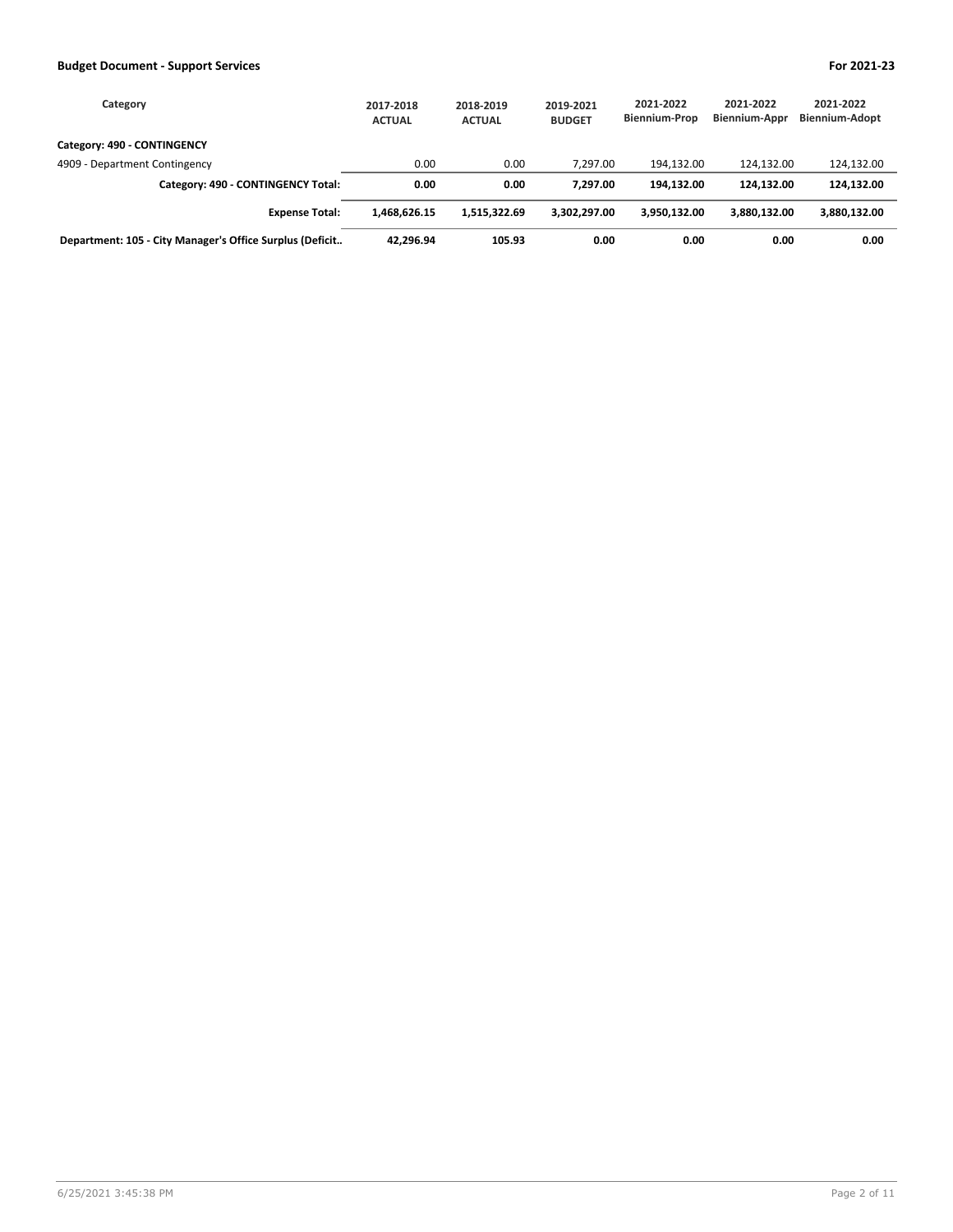| Category | 2017-2018 ACTUAL | 2018-2019 ACTUAL | 2019-2021 BUDGET | 2021-2022 Biennium-Prop | 2021-2022 Biennium-Appr | 2021-2022 Biennium-Adopt |
|---|---|---|---|---|---|---|
| **Category: 490 - CONTINGENCY** | | | | | | |
| 4909 - Department Contingency | 0.00 | 0.00 | 7,297.00 | 194,132.00 | 124,132.00 | 124,132.00 |
| **Category: 490 - CONTINGENCY Total:** | **0.00** | **0.00** | **7,297.00** | **194,132.00** | **124,132.00** | **124,132.00** |
| **Expense Total:** | **1,468,626.15** | **1,515,322.69** | **3,302,297.00** | **3,950,132.00** | **3,880,132.00** | **3,880,132.00** |
| **Department: 105 - City Manager's Office Surplus (Deficit..** | **42,296.94** | **105.93** | **0.00** | **0.00** | **0.00** | **0.00** |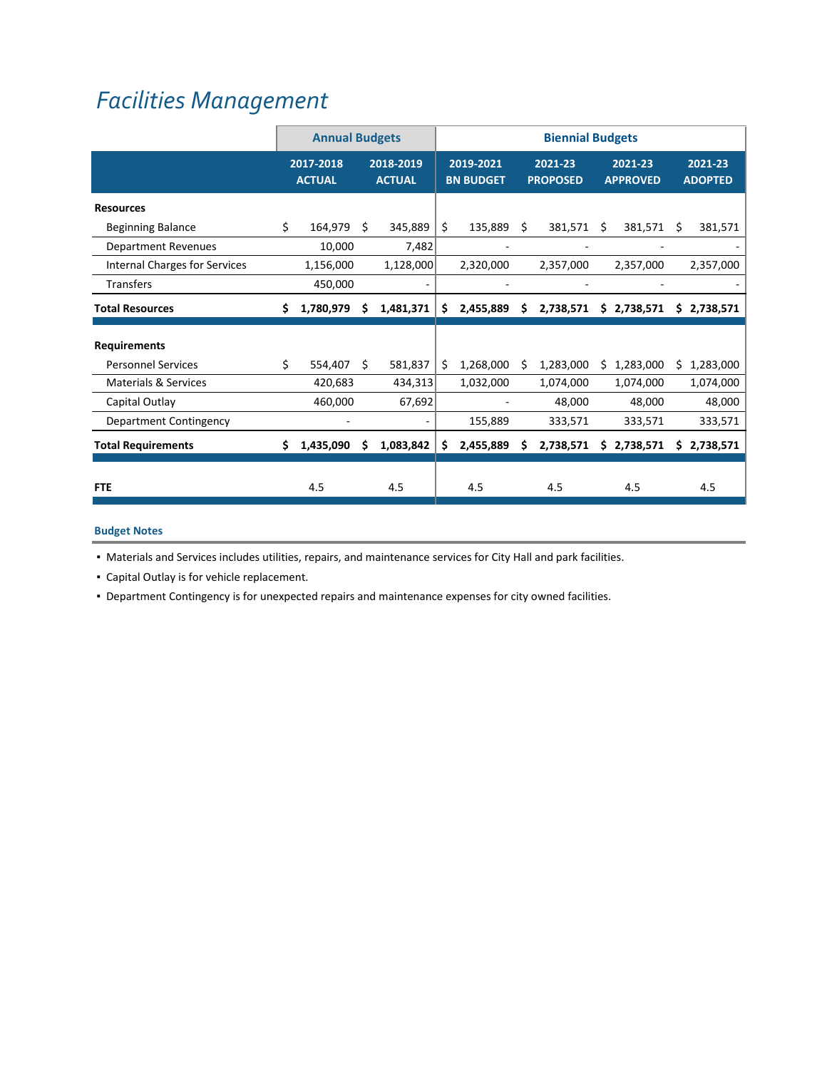# Facilities Management

| | Annual Budgets | | Biennial Budgets | | | |
|---|---|---|---|---|---|---|
| | 2017-2018 ACTUAL | 2018-2019 ACTUAL | 2019-2021 BN BUDGET | 2021-23 PROPOSED | 2021-23 APPROVED | 2021-23 ADOPTED |
| **Resources** | | | | | | |
| Beginning Balance | $ 164,979 | $ 345,889 | $ 135,889 | $ 381,571 | $ 381,571 | $ 381,571 |
| Department Revenues | 10,000 | 7,482 | - | - | - | - |
| Internal Charges for Services | 1,156,000 | 1,128,000 | 2,320,000 | 2,357,000 | 2,357,000 | 2,357,000 |
| Transfers | 450,000 | - | - | - | - | - |
| **Total Resources** | **$ 1,780,979** | **$ 1,481,371** | **$ 2,455,889** | **$ 2,738,571** | **$ 2,738,571** | **$ 2,738,571** |
| **Requirements** | | | | | | |
| Personnel Services | $ 554,407 | $ 581,837 | $ 1,268,000 | $ 1,283,000 | $ 1,283,000 | $ 1,283,000 |
| Materials & Services | 420,683 | 434,313 | 1,032,000 | 1,074,000 | 1,074,000 | 1,074,000 |
| Capital Outlay | 460,000 | 67,692 | - | 48,000 | 48,000 | 48,000 |
| Department Contingency | - | - | 155,889 | 333,571 | 333,571 | 333,571 |
| **Total Requirements** | **$ 1,435,090** | **$ 1,083,842** | **$ 2,455,889** | **$ 2,738,571** | **$ 2,738,571** | **$ 2,738,571** |
| **FTE** | 4.5 | 4.5 | 4.5 | 4.5 | 4.5 | 4.5 |

**Budget Notes**

- Materials and Services includes utilities, repairs, and maintenance services for City Hall and park facilities.
- Capital Outlay is for vehicle replacement.
- Department Contingency is for unexpected repairs and maintenance expenses for city owned facilities.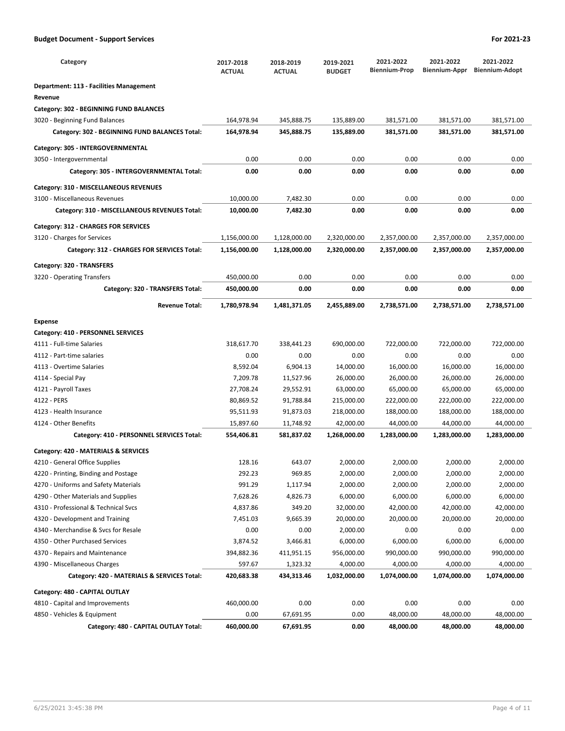**Budget Document - Support Services** — For 2021-23

| Category | 2017-2018 ACTUAL | 2018-2019 ACTUAL | 2019-2021 BUDGET | 2021-2022 Biennium-Prop | 2021-2022 Biennium-Appr | 2021-2022 Biennium-Adopt |
|---|---|---|---|---|---|---|
| **Department: 113 - Facilities Management** | | | | | | |
| **Revenue** | | | | | | |
| **Category: 302 - BEGINNING FUND BALANCES** | | | | | | |
| 3020 - Beginning Fund Balances | 164,978.94 | 345,888.75 | 135,889.00 | 381,571.00 | 381,571.00 | 381,571.00 |
| **Category: 302 - BEGINNING FUND BALANCES Total:** | **164,978.94** | **345,888.75** | **135,889.00** | **381,571.00** | **381,571.00** | **381,571.00** |
| **Category: 305 - INTERGOVERNMENTAL** | | | | | | |
| 3050 - Intergovernmental | 0.00 | 0.00 | 0.00 | 0.00 | 0.00 | 0.00 |
| **Category: 305 - INTERGOVERNMENTAL Total:** | **0.00** | **0.00** | **0.00** | **0.00** | **0.00** | **0.00** |
| **Category: 310 - MISCELLANEOUS REVENUES** | | | | | | |
| 3100 - Miscellaneous Revenues | 10,000.00 | 7,482.30 | 0.00 | 0.00 | 0.00 | 0.00 |
| **Category: 310 - MISCELLANEOUS REVENUES Total:** | **10,000.00** | **7,482.30** | **0.00** | **0.00** | **0.00** | **0.00** |
| **Category: 312 - CHARGES FOR SERVICES** | | | | | | |
| 3120 - Charges for Services | 1,156,000.00 | 1,128,000.00 | 2,320,000.00 | 2,357,000.00 | 2,357,000.00 | 2,357,000.00 |
| **Category: 312 - CHARGES FOR SERVICES Total:** | **1,156,000.00** | **1,128,000.00** | **2,320,000.00** | **2,357,000.00** | **2,357,000.00** | **2,357,000.00** |
| **Category: 320 - TRANSFERS** | | | | | | |
| 3220 - Operating Transfers | 450,000.00 | 0.00 | 0.00 | 0.00 | 0.00 | 0.00 |
| **Category: 320 - TRANSFERS Total:** | **450,000.00** | **0.00** | **0.00** | **0.00** | **0.00** | **0.00** |
| **Revenue Total:** | **1,780,978.94** | **1,481,371.05** | **2,455,889.00** | **2,738,571.00** | **2,738,571.00** | **2,738,571.00** |
| **Expense** | | | | | | |
| **Category: 410 - PERSONNEL SERVICES** | | | | | | |
| 4111 - Full-time Salaries | 318,617.70 | 338,441.23 | 690,000.00 | 722,000.00 | 722,000.00 | 722,000.00 |
| 4112 - Part-time salaries | 0.00 | 0.00 | 0.00 | 0.00 | 0.00 | 0.00 |
| 4113 - Overtime Salaries | 8,592.04 | 6,904.13 | 14,000.00 | 16,000.00 | 16,000.00 | 16,000.00 |
| 4114 - Special Pay | 7,209.78 | 11,527.96 | 26,000.00 | 26,000.00 | 26,000.00 | 26,000.00 |
| 4121 - Payroll Taxes | 27,708.24 | 29,552.91 | 63,000.00 | 65,000.00 | 65,000.00 | 65,000.00 |
| 4122 - PERS | 80,869.52 | 91,788.84 | 215,000.00 | 222,000.00 | 222,000.00 | 222,000.00 |
| 4123 - Health Insurance | 95,511.93 | 91,873.03 | 218,000.00 | 188,000.00 | 188,000.00 | 188,000.00 |
| 4124 - Other Benefits | 15,897.60 | 11,748.92 | 42,000.00 | 44,000.00 | 44,000.00 | 44,000.00 |
| **Category: 410 - PERSONNEL SERVICES Total:** | **554,406.81** | **581,837.02** | **1,268,000.00** | **1,283,000.00** | **1,283,000.00** | **1,283,000.00** |
| **Category: 420 - MATERIALS & SERVICES** | | | | | | |
| 4210 - General Office Supplies | 128.16 | 643.07 | 2,000.00 | 2,000.00 | 2,000.00 | 2,000.00 |
| 4220 - Printing, Binding and Postage | 292.23 | 969.85 | 2,000.00 | 2,000.00 | 2,000.00 | 2,000.00 |
| 4270 - Uniforms and Safety Materials | 991.29 | 1,117.94 | 2,000.00 | 2,000.00 | 2,000.00 | 2,000.00 |
| 4290 - Other Materials and Supplies | 7,628.26 | 4,826.73 | 6,000.00 | 6,000.00 | 6,000.00 | 6,000.00 |
| 4310 - Professional & Technical Svcs | 4,837.86 | 349.20 | 32,000.00 | 42,000.00 | 42,000.00 | 42,000.00 |
| 4320 - Development and Training | 7,451.03 | 9,665.39 | 20,000.00 | 20,000.00 | 20,000.00 | 20,000.00 |
| 4340 - Merchandise & Svcs for Resale | 0.00 | 0.00 | 2,000.00 | 0.00 | 0.00 | 0.00 |
| 4350 - Other Purchased Services | 3,874.52 | 3,466.81 | 6,000.00 | 6,000.00 | 6,000.00 | 6,000.00 |
| 4370 - Repairs and Maintenance | 394,882.36 | 411,951.15 | 956,000.00 | 990,000.00 | 990,000.00 | 990,000.00 |
| 4390 - Miscellaneous Charges | 597.67 | 1,323.32 | 4,000.00 | 4,000.00 | 4,000.00 | 4,000.00 |
| **Category: 420 - MATERIALS & SERVICES Total:** | **420,683.38** | **434,313.46** | **1,032,000.00** | **1,074,000.00** | **1,074,000.00** | **1,074,000.00** |
| **Category: 480 - CAPITAL OUTLAY** | | | | | | |
| 4810 - Capital and Improvements | 460,000.00 | 0.00 | 0.00 | 0.00 | 0.00 | 0.00 |
| 4850 - Vehicles & Equipment | 0.00 | 67,691.95 | 0.00 | 48,000.00 | 48,000.00 | 48,000.00 |
| **Category: 480 - CAPITAL OUTLAY Total:** | **460,000.00** | **67,691.95** | **0.00** | **48,000.00** | **48,000.00** | **48,000.00** |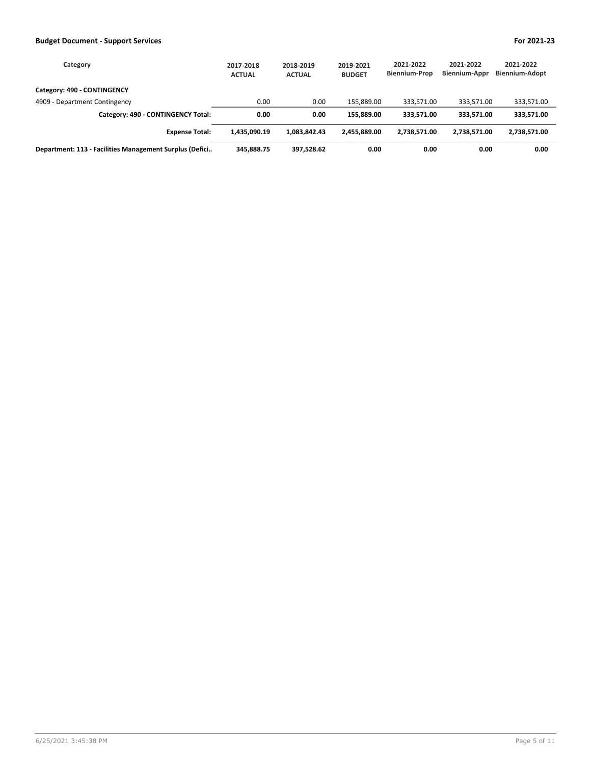| Category | 2017-2018 ACTUAL | 2018-2019 ACTUAL | 2019-2021 BUDGET | 2021-2022 Biennium-Prop | 2021-2022 Biennium-Appr | 2021-2022 Biennium-Adopt |
|---|---|---|---|---|---|---|
| **Category: 490 - CONTINGENCY** | | | | | | |
| 4909 - Department Contingency | 0.00 | 0.00 | 155,889.00 | 333,571.00 | 333,571.00 | 333,571.00 |
| **Category: 490 - CONTINGENCY Total:** | **0.00** | **0.00** | **155,889.00** | **333,571.00** | **333,571.00** | **333,571.00** |
| **Expense Total:** | **1,435,090.19** | **1,083,842.43** | **2,455,889.00** | **2,738,571.00** | **2,738,571.00** | **2,738,571.00** |
| **Department: 113 - Facilities Management Surplus (Defici..** | **345,888.75** | **397,528.62** | **0.00** | **0.00** | **0.00** | **0.00** |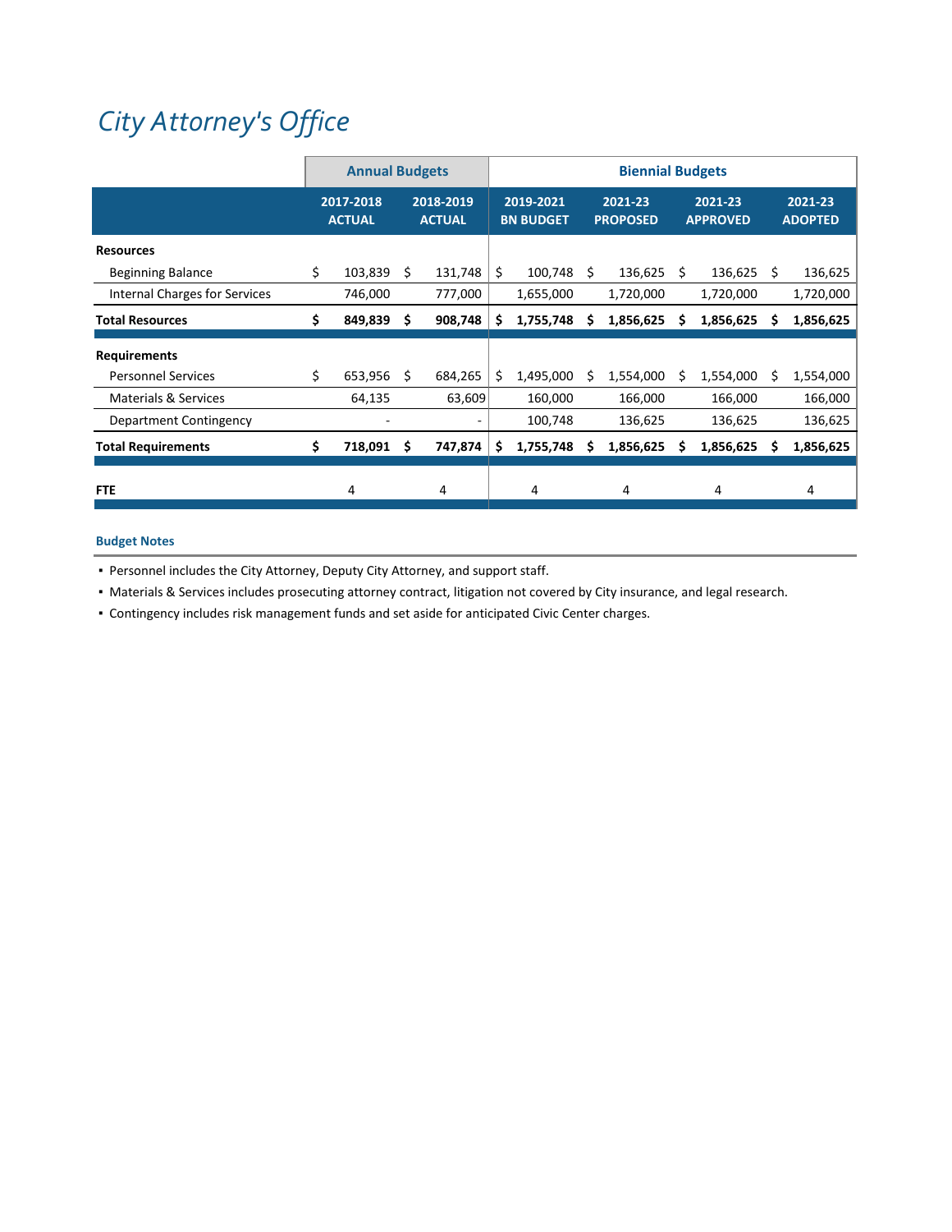# City Attorney's Office

| | Annual Budgets | | Biennial Budgets | | | |
|---|---|---|---|---|---|---|
| | 2017-2018 ACTUAL | 2018-2019 ACTUAL | 2019-2021 BN BUDGET | 2021-23 PROPOSED | 2021-23 APPROVED | 2021-23 ADOPTED |
| **Resources** | | | | | | |
| Beginning Balance | $ 103,839 | $ 131,748 | $ 100,748 | $ 136,625 | $ 136,625 | $ 136,625 |
| Internal Charges for Services | 746,000 | 777,000 | 1,655,000 | 1,720,000 | 1,720,000 | 1,720,000 |
| **Total Resources** | **$ 849,839** | **$ 908,748** | **$ 1,755,748** | **$ 1,856,625** | **$ 1,856,625** | **$ 1,856,625** |
| **Requirements** | | | | | | |
| Personnel Services | $ 653,956 | $ 684,265 | $ 1,495,000 | $ 1,554,000 | $ 1,554,000 | $ 1,554,000 |
| Materials & Services | 64,135 | 63,609 | 160,000 | 166,000 | 166,000 | 166,000 |
| Department Contingency | - | - | 100,748 | 136,625 | 136,625 | 136,625 |
| **Total Requirements** | **$ 718,091** | **$ 747,874** | **$ 1,755,748** | **$ 1,856,625** | **$ 1,856,625** | **$ 1,856,625** |
| **FTE** | 4 | 4 | 4 | 4 | 4 | 4 |

**Budget Notes**

- Personnel includes the City Attorney, Deputy City Attorney, and support staff.
- Materials & Services includes prosecuting attorney contract, litigation not covered by City insurance, and legal research.
- Contingency includes risk management funds and set aside for anticipated Civic Center charges.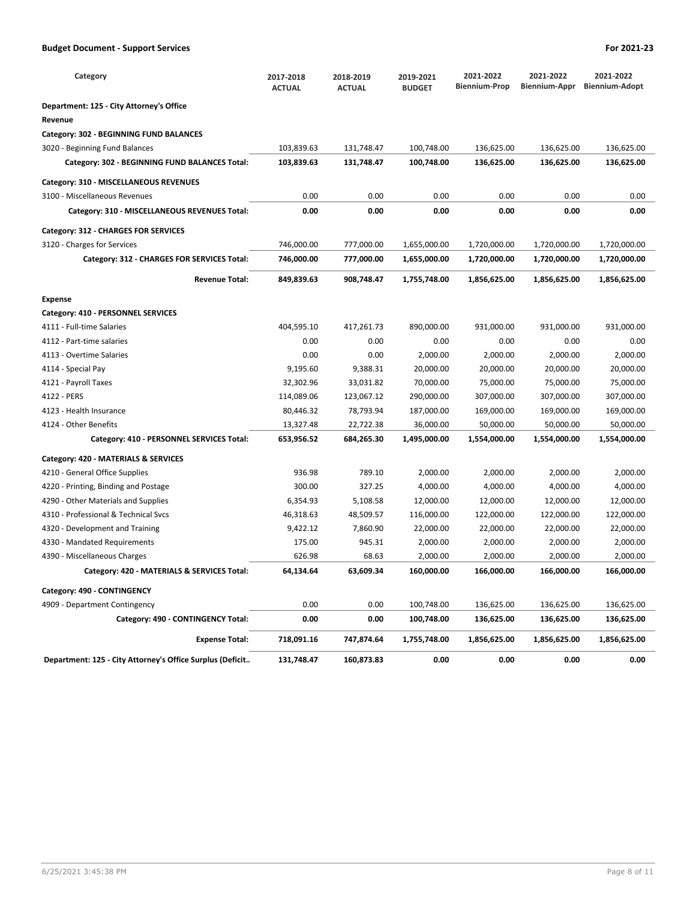**Budget Document - Support Services** **For 2021-23**

| Category | 2017-2018 ACTUAL | 2018-2019 ACTUAL | 2019-2021 BUDGET | 2021-2022 Biennium-Prop | 2021-2022 Biennium-Appr | 2021-2022 Biennium-Adopt |
|---|---|---|---|---|---|---|
| **Department: 125 - City Attorney's Office** | | | | | | |
| **Revenue** | | | | | | |
| **Category: 302 - BEGINNING FUND BALANCES** | | | | | | |
| 3020 - Beginning Fund Balances | 103,839.63 | 131,748.47 | 100,748.00 | 136,625.00 | 136,625.00 | 136,625.00 |
| **Category: 302 - BEGINNING FUND BALANCES Total:** | **103,839.63** | **131,748.47** | **100,748.00** | **136,625.00** | **136,625.00** | **136,625.00** |
| **Category: 310 - MISCELLANEOUS REVENUES** | | | | | | |
| 3100 - Miscellaneous Revenues | 0.00 | 0.00 | 0.00 | 0.00 | 0.00 | 0.00 |
| **Category: 310 - MISCELLANEOUS REVENUES Total:** | **0.00** | **0.00** | **0.00** | **0.00** | **0.00** | **0.00** |
| **Category: 312 - CHARGES FOR SERVICES** | | | | | | |
| 3120 - Charges for Services | 746,000.00 | 777,000.00 | 1,655,000.00 | 1,720,000.00 | 1,720,000.00 | 1,720,000.00 |
| **Category: 312 - CHARGES FOR SERVICES Total:** | **746,000.00** | **777,000.00** | **1,655,000.00** | **1,720,000.00** | **1,720,000.00** | **1,720,000.00** |
| **Revenue Total:** | **849,839.63** | **908,748.47** | **1,755,748.00** | **1,856,625.00** | **1,856,625.00** | **1,856,625.00** |
| **Expense** | | | | | | |
| **Category: 410 - PERSONNEL SERVICES** | | | | | | |
| 4111 - Full-time Salaries | 404,595.10 | 417,261.73 | 890,000.00 | 931,000.00 | 931,000.00 | 931,000.00 |
| 4112 - Part-time salaries | 0.00 | 0.00 | 0.00 | 0.00 | 0.00 | 0.00 |
| 4113 - Overtime Salaries | 0.00 | 0.00 | 2,000.00 | 2,000.00 | 2,000.00 | 2,000.00 |
| 4114 - Special Pay | 9,195.60 | 9,388.31 | 20,000.00 | 20,000.00 | 20,000.00 | 20,000.00 |
| 4121 - Payroll Taxes | 32,302.96 | 33,031.82 | 70,000.00 | 75,000.00 | 75,000.00 | 75,000.00 |
| 4122 - PERS | 114,089.06 | 123,067.12 | 290,000.00 | 307,000.00 | 307,000.00 | 307,000.00 |
| 4123 - Health Insurance | 80,446.32 | 78,793.94 | 187,000.00 | 169,000.00 | 169,000.00 | 169,000.00 |
| 4124 - Other Benefits | 13,327.48 | 22,722.38 | 36,000.00 | 50,000.00 | 50,000.00 | 50,000.00 |
| **Category: 410 - PERSONNEL SERVICES Total:** | **653,956.52** | **684,265.30** | **1,495,000.00** | **1,554,000.00** | **1,554,000.00** | **1,554,000.00** |
| **Category: 420 - MATERIALS & SERVICES** | | | | | | |
| 4210 - General Office Supplies | 936.98 | 789.10 | 2,000.00 | 2,000.00 | 2,000.00 | 2,000.00 |
| 4220 - Printing, Binding and Postage | 300.00 | 327.25 | 4,000.00 | 4,000.00 | 4,000.00 | 4,000.00 |
| 4290 - Other Materials and Supplies | 6,354.93 | 5,108.58 | 12,000.00 | 12,000.00 | 12,000.00 | 12,000.00 |
| 4310 - Professional & Technical Svcs | 46,318.63 | 48,509.57 | 116,000.00 | 122,000.00 | 122,000.00 | 122,000.00 |
| 4320 - Development and Training | 9,422.12 | 7,860.90 | 22,000.00 | 22,000.00 | 22,000.00 | 22,000.00 |
| 4330 - Mandated Requirements | 175.00 | 945.31 | 2,000.00 | 2,000.00 | 2,000.00 | 2,000.00 |
| 4390 - Miscellaneous Charges | 626.98 | 68.63 | 2,000.00 | 2,000.00 | 2,000.00 | 2,000.00 |
| **Category: 420 - MATERIALS & SERVICES Total:** | **64,134.64** | **63,609.34** | **160,000.00** | **166,000.00** | **166,000.00** | **166,000.00** |
| **Category: 490 - CONTINGENCY** | | | | | | |
| 4909 - Department Contingency | 0.00 | 0.00 | 100,748.00 | 136,625.00 | 136,625.00 | 136,625.00 |
| **Category: 490 - CONTINGENCY Total:** | **0.00** | **0.00** | **100,748.00** | **136,625.00** | **136,625.00** | **136,625.00** |
| **Expense Total:** | **718,091.16** | **747,874.64** | **1,755,748.00** | **1,856,625.00** | **1,856,625.00** | **1,856,625.00** |
| **Department: 125 - City Attorney's Office Surplus (Deficit..** | **131,748.47** | **160,873.83** | **0.00** | **0.00** | **0.00** | **0.00** |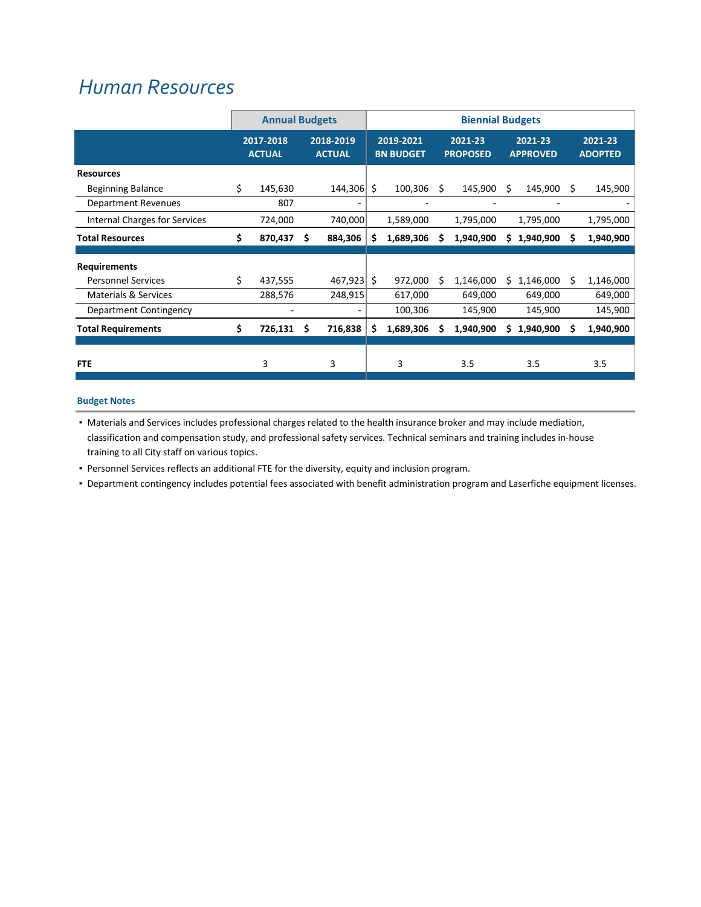# *Human Resources*

| | Annual Budgets | | Biennial Budgets | | | |
|---|---|---|---|---|---|---|
| | 2017-2018 ACTUAL | 2018-2019 ACTUAL | 2019-2021 BN BUDGET | 2021-23 PROPOSED | 2021-23 APPROVED | 2021-23 ADOPTED |
| **Resources** | | | | | | |
| Beginning Balance | $ 145,630 | 144,306 | $ 100,306 | $ 145,900 | $ 145,900 | $ 145,900 |
| Department Revenues | 807 | - | - | - | - | - |
| Internal Charges for Services | 724,000 | 740,000 | 1,589,000 | 1,795,000 | 1,795,000 | 1,795,000 |
| **Total Resources** | **$ 870,437** | **$ 884,306** | **$ 1,689,306** | **$ 1,940,900** | **$ 1,940,900** | **$ 1,940,900** |
| **Requirements** | | | | | | |
| Personnel Services | $ 437,555 | 467,923 | $ 972,000 | $ 1,146,000 | $ 1,146,000 | $ 1,146,000 |
| Materials & Services | 288,576 | 248,915 | 617,000 | 649,000 | 649,000 | 649,000 |
| Department Contingency | - | - | 100,306 | 145,900 | 145,900 | 145,900 |
| **Total Requirements** | **$ 726,131** | **$ 716,838** | **$ 1,689,306** | **$ 1,940,900** | **$ 1,940,900** | **$ 1,940,900** |
| **FTE** | 3 | 3 | 3 | 3.5 | 3.5 | 3.5 |

**Budget Notes**

- Materials and Services includes professional charges related to the health insurance broker and may include mediation, classification and compensation study, and professional safety services. Technical seminars and training includes in-house training to all City staff on various topics.
- Personnel Services reflects an additional FTE for the diversity, equity and inclusion program.
- Department contingency includes potential fees associated with benefit administration program and Laserfiche equipment licenses.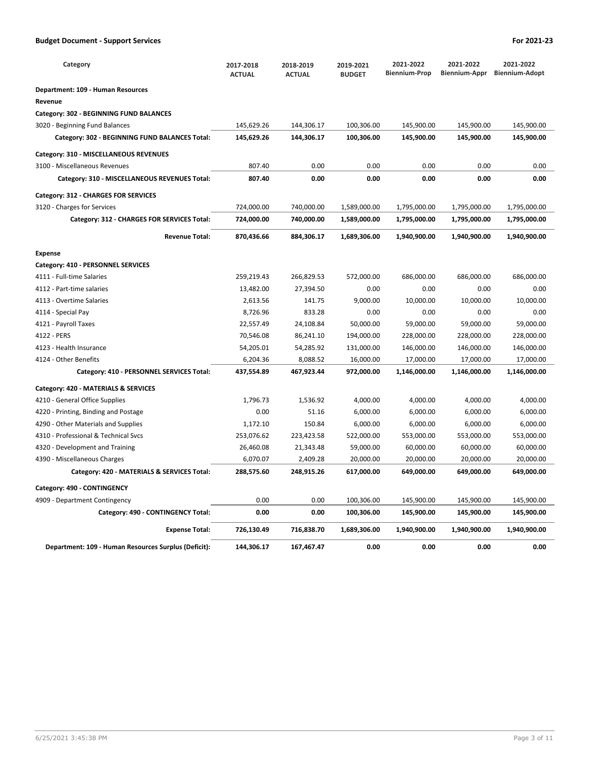## Budget Document - Support Services

**For 2021-23**

| Category | 2017-2018 ACTUAL | 2018-2019 ACTUAL | 2019-2021 BUDGET | 2021-2022 Biennium-Prop | 2021-2022 Biennium-Appr | 2021-2022 Biennium-Adopt |
|---|---|---|---|---|---|---|
| **Department: 109 - Human Resources** | | | | | | |
| **Revenue** | | | | | | |
| **Category: 302 - BEGINNING FUND BALANCES** | | | | | | |
| 3020 - Beginning Fund Balances | 145,629.26 | 144,306.17 | 100,306.00 | 145,900.00 | 145,900.00 | 145,900.00 |
| **Category: 302 - BEGINNING FUND BALANCES Total:** | **145,629.26** | **144,306.17** | **100,306.00** | **145,900.00** | **145,900.00** | **145,900.00** |
| **Category: 310 - MISCELLANEOUS REVENUES** | | | | | | |
| 3100 - Miscellaneous Revenues | 807.40 | 0.00 | 0.00 | 0.00 | 0.00 | 0.00 |
| **Category: 310 - MISCELLANEOUS REVENUES Total:** | **807.40** | **0.00** | **0.00** | **0.00** | **0.00** | **0.00** |
| **Category: 312 - CHARGES FOR SERVICES** | | | | | | |
| 3120 - Charges for Services | 724,000.00 | 740,000.00 | 1,589,000.00 | 1,795,000.00 | 1,795,000.00 | 1,795,000.00 |
| **Category: 312 - CHARGES FOR SERVICES Total:** | **724,000.00** | **740,000.00** | **1,589,000.00** | **1,795,000.00** | **1,795,000.00** | **1,795,000.00** |
| **Revenue Total:** | **870,436.66** | **884,306.17** | **1,689,306.00** | **1,940,900.00** | **1,940,900.00** | **1,940,900.00** |
| **Expense** | | | | | | |
| **Category: 410 - PERSONNEL SERVICES** | | | | | | |
| 4111 - Full-time Salaries | 259,219.43 | 266,829.53 | 572,000.00 | 686,000.00 | 686,000.00 | 686,000.00 |
| 4112 - Part-time salaries | 13,482.00 | 27,394.50 | 0.00 | 0.00 | 0.00 | 0.00 |
| 4113 - Overtime Salaries | 2,613.56 | 141.75 | 9,000.00 | 10,000.00 | 10,000.00 | 10,000.00 |
| 4114 - Special Pay | 8,726.96 | 833.28 | 0.00 | 0.00 | 0.00 | 0.00 |
| 4121 - Payroll Taxes | 22,557.49 | 24,108.84 | 50,000.00 | 59,000.00 | 59,000.00 | 59,000.00 |
| 4122 - PERS | 70,546.08 | 86,241.10 | 194,000.00 | 228,000.00 | 228,000.00 | 228,000.00 |
| 4123 - Health Insurance | 54,205.01 | 54,285.92 | 131,000.00 | 146,000.00 | 146,000.00 | 146,000.00 |
| 4124 - Other Benefits | 6,204.36 | 8,088.52 | 16,000.00 | 17,000.00 | 17,000.00 | 17,000.00 |
| **Category: 410 - PERSONNEL SERVICES Total:** | **437,554.89** | **467,923.44** | **972,000.00** | **1,146,000.00** | **1,146,000.00** | **1,146,000.00** |
| **Category: 420 - MATERIALS & SERVICES** | | | | | | |
| 4210 - General Office Supplies | 1,796.73 | 1,536.92 | 4,000.00 | 4,000.00 | 4,000.00 | 4,000.00 |
| 4220 - Printing, Binding and Postage | 0.00 | 51.16 | 6,000.00 | 6,000.00 | 6,000.00 | 6,000.00 |
| 4290 - Other Materials and Supplies | 1,172.10 | 150.84 | 6,000.00 | 6,000.00 | 6,000.00 | 6,000.00 |
| 4310 - Professional & Technical Svcs | 253,076.62 | 223,423.58 | 522,000.00 | 553,000.00 | 553,000.00 | 553,000.00 |
| 4320 - Development and Training | 26,460.08 | 21,343.48 | 59,000.00 | 60,000.00 | 60,000.00 | 60,000.00 |
| 4390 - Miscellaneous Charges | 6,070.07 | 2,409.28 | 20,000.00 | 20,000.00 | 20,000.00 | 20,000.00 |
| **Category: 420 - MATERIALS & SERVICES Total:** | **288,575.60** | **248,915.26** | **617,000.00** | **649,000.00** | **649,000.00** | **649,000.00** |
| **Category: 490 - CONTINGENCY** | | | | | | |
| 4909 - Department Contingency | 0.00 | 0.00 | 100,306.00 | 145,900.00 | 145,900.00 | 145,900.00 |
| **Category: 490 - CONTINGENCY Total:** | **0.00** | **0.00** | **100,306.00** | **145,900.00** | **145,900.00** | **145,900.00** |
| **Expense Total:** | **726,130.49** | **716,838.70** | **1,689,306.00** | **1,940,900.00** | **1,940,900.00** | **1,940,900.00** |
| **Department: 109 - Human Resources Surplus (Deficit):** | **144,306.17** | **167,467.47** | **0.00** | **0.00** | **0.00** | **0.00** |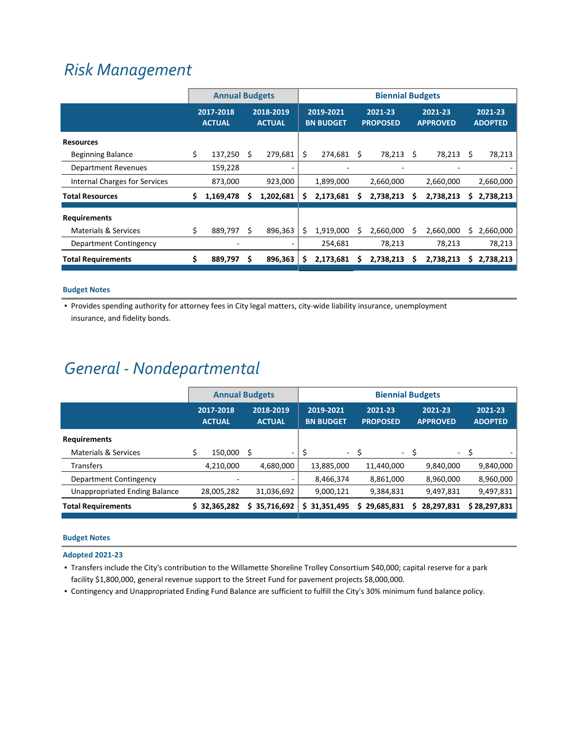# Risk Management

| | Annual Budgets | | Biennial Budgets | | | |
|---|---|---|---|---|---|---|
| | 2017-2018 ACTUAL | 2018-2019 ACTUAL | 2019-2021 BN BUDGET | 2021-23 PROPOSED | 2021-23 APPROVED | 2021-23 ADOPTED |
| **Resources** | | | | | | |
| Beginning Balance | $ 137,250 | $ 279,681 | $ 274,681 | $ 78,213 | $ 78,213 | $ 78,213 |
| Department Revenues | 159,228 | - | - | - | - | - |
| Internal Charges for Services | 873,000 | 923,000 | 1,899,000 | 2,660,000 | 2,660,000 | 2,660,000 |
| **Total Resources** | **$ 1,169,478** | **$ 1,202,681** | **$ 2,173,681** | **$ 2,738,213** | **$ 2,738,213** | **$ 2,738,213** |
| **Requirements** | | | | | | |
| Materials & Services | $ 889,797 | $ 896,363 | $ 1,919,000 | $ 2,660,000 | $ 2,660,000 | $ 2,660,000 |
| Department Contingency | - | - | 254,681 | 78,213 | 78,213 | 78,213 |
| **Total Requirements** | **$ 889,797** | **$ 896,363** | **$ 2,173,681** | **$ 2,738,213** | **$ 2,738,213** | **$ 2,738,213** |

**Budget Notes**

- Provides spending authority for attorney fees in City legal matters, city-wide liability insurance, unemployment insurance, and fidelity bonds.

# General - Nondepartmental

| | Annual Budgets | | Biennial Budgets | | | |
|---|---|---|---|---|---|---|
| | 2017-2018 ACTUAL | 2018-2019 ACTUAL | 2019-2021 BN BUDGET | 2021-23 PROPOSED | 2021-23 APPROVED | 2021-23 ADOPTED |
| **Requirements** | | | | | | |
| Materials & Services | $ 150,000 | $ - | $ - | $ - | $ - | $ - |
| Transfers | 4,210,000 | 4,680,000 | 13,885,000 | 11,440,000 | 9,840,000 | 9,840,000 |
| Department Contingency | - | - | 8,466,374 | 8,861,000 | 8,960,000 | 8,960,000 |
| Unappropriated Ending Balance | 28,005,282 | 31,036,692 | 9,000,121 | 9,384,831 | 9,497,831 | 9,497,831 |
| **Total Requirements** | **$ 32,365,282** | **$ 35,716,692** | **$ 31,351,495** | **$ 29,685,831** | **$ 28,297,831** | **$ 28,297,831** |

**Budget Notes**

**Adopted 2021-23**

- Transfers include the City's contribution to the Willamette Shoreline Trolley Consortium $40,000; capital reserve for a park facility $1,800,000, general revenue support to the Street Fund for pavement projects $8,000,000.
- Contingency and Unappropriated Ending Fund Balance are sufficient to fulfill the City's 30% minimum fund balance policy.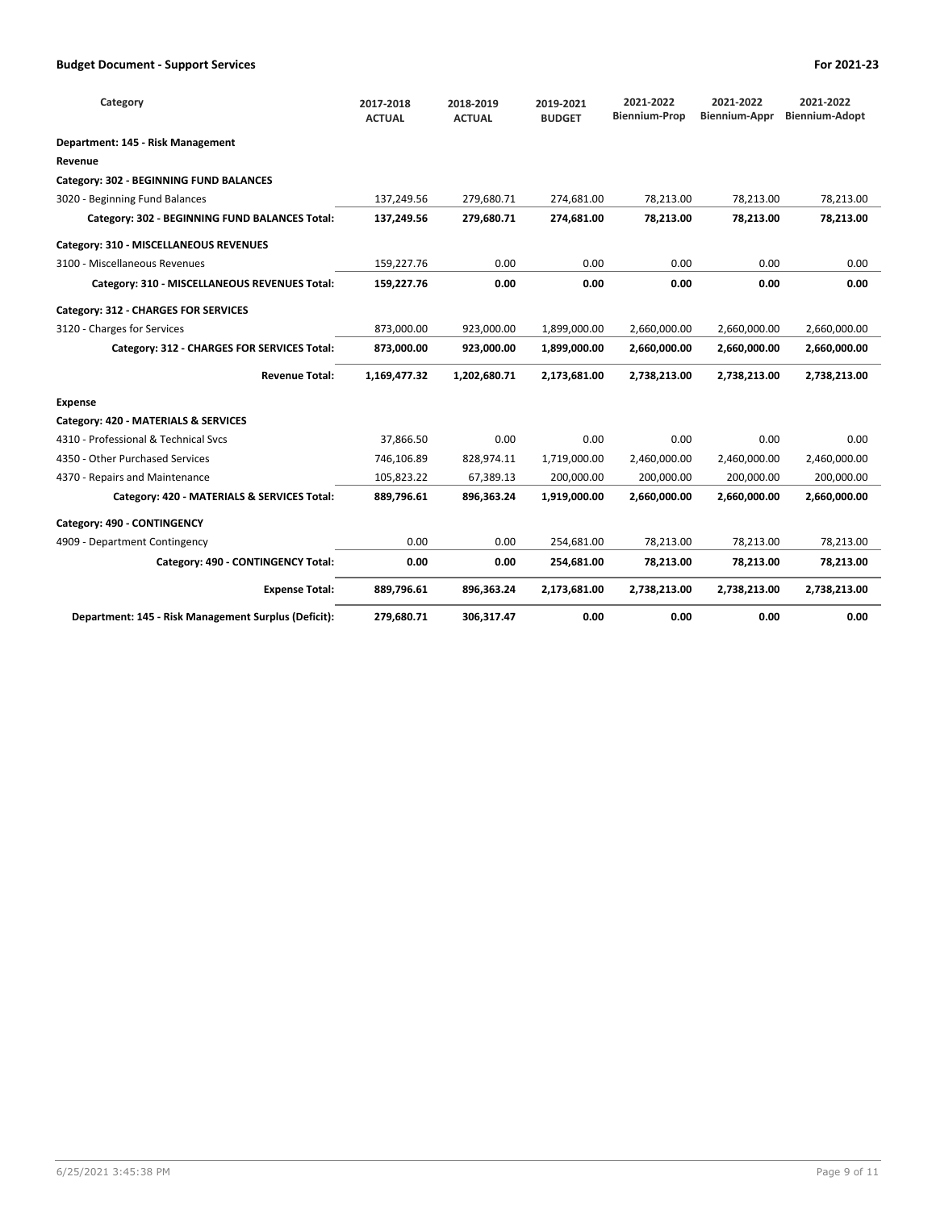## Budget Document - Support Services

**For 2021-23**

| Category | 2017-2018 ACTUAL | 2018-2019 ACTUAL | 2019-2021 BUDGET | 2021-2022 Biennium-Prop | 2021-2022 Biennium-Appr | 2021-2022 Biennium-Adopt |
|---|---|---|---|---|---|---|
| **Department: 145 - Risk Management** | | | | | | |
| **Revenue** | | | | | | |
| **Category: 302 - BEGINNING FUND BALANCES** | | | | | | |
| 3020 - Beginning Fund Balances | 137,249.56 | 279,680.71 | 274,681.00 | 78,213.00 | 78,213.00 | 78,213.00 |
| **Category: 302 - BEGINNING FUND BALANCES Total:** | **137,249.56** | **279,680.71** | **274,681.00** | **78,213.00** | **78,213.00** | **78,213.00** |
| **Category: 310 - MISCELLANEOUS REVENUES** | | | | | | |
| 3100 - Miscellaneous Revenues | 159,227.76 | 0.00 | 0.00 | 0.00 | 0.00 | 0.00 |
| **Category: 310 - MISCELLANEOUS REVENUES Total:** | **159,227.76** | **0.00** | **0.00** | **0.00** | **0.00** | **0.00** |
| **Category: 312 - CHARGES FOR SERVICES** | | | | | | |
| 3120 - Charges for Services | 873,000.00 | 923,000.00 | 1,899,000.00 | 2,660,000.00 | 2,660,000.00 | 2,660,000.00 |
| **Category: 312 - CHARGES FOR SERVICES Total:** | **873,000.00** | **923,000.00** | **1,899,000.00** | **2,660,000.00** | **2,660,000.00** | **2,660,000.00** |
| **Revenue Total:** | **1,169,477.32** | **1,202,680.71** | **2,173,681.00** | **2,738,213.00** | **2,738,213.00** | **2,738,213.00** |
| **Expense** | | | | | | |
| **Category: 420 - MATERIALS & SERVICES** | | | | | | |
| 4310 - Professional & Technical Svcs | 37,866.50 | 0.00 | 0.00 | 0.00 | 0.00 | 0.00 |
| 4350 - Other Purchased Services | 746,106.89 | 828,974.11 | 1,719,000.00 | 2,460,000.00 | 2,460,000.00 | 2,460,000.00 |
| 4370 - Repairs and Maintenance | 105,823.22 | 67,389.13 | 200,000.00 | 200,000.00 | 200,000.00 | 200,000.00 |
| **Category: 420 - MATERIALS & SERVICES Total:** | **889,796.61** | **896,363.24** | **1,919,000.00** | **2,660,000.00** | **2,660,000.00** | **2,660,000.00** |
| **Category: 490 - CONTINGENCY** | | | | | | |
| 4909 - Department Contingency | 0.00 | 0.00 | 254,681.00 | 78,213.00 | 78,213.00 | 78,213.00 |
| **Category: 490 - CONTINGENCY Total:** | **0.00** | **0.00** | **254,681.00** | **78,213.00** | **78,213.00** | **78,213.00** |
| **Expense Total:** | **889,796.61** | **896,363.24** | **2,173,681.00** | **2,738,213.00** | **2,738,213.00** | **2,738,213.00** |
| **Department: 145 - Risk Management Surplus (Deficit):** | **279,680.71** | **306,317.47** | **0.00** | **0.00** | **0.00** | **0.00** |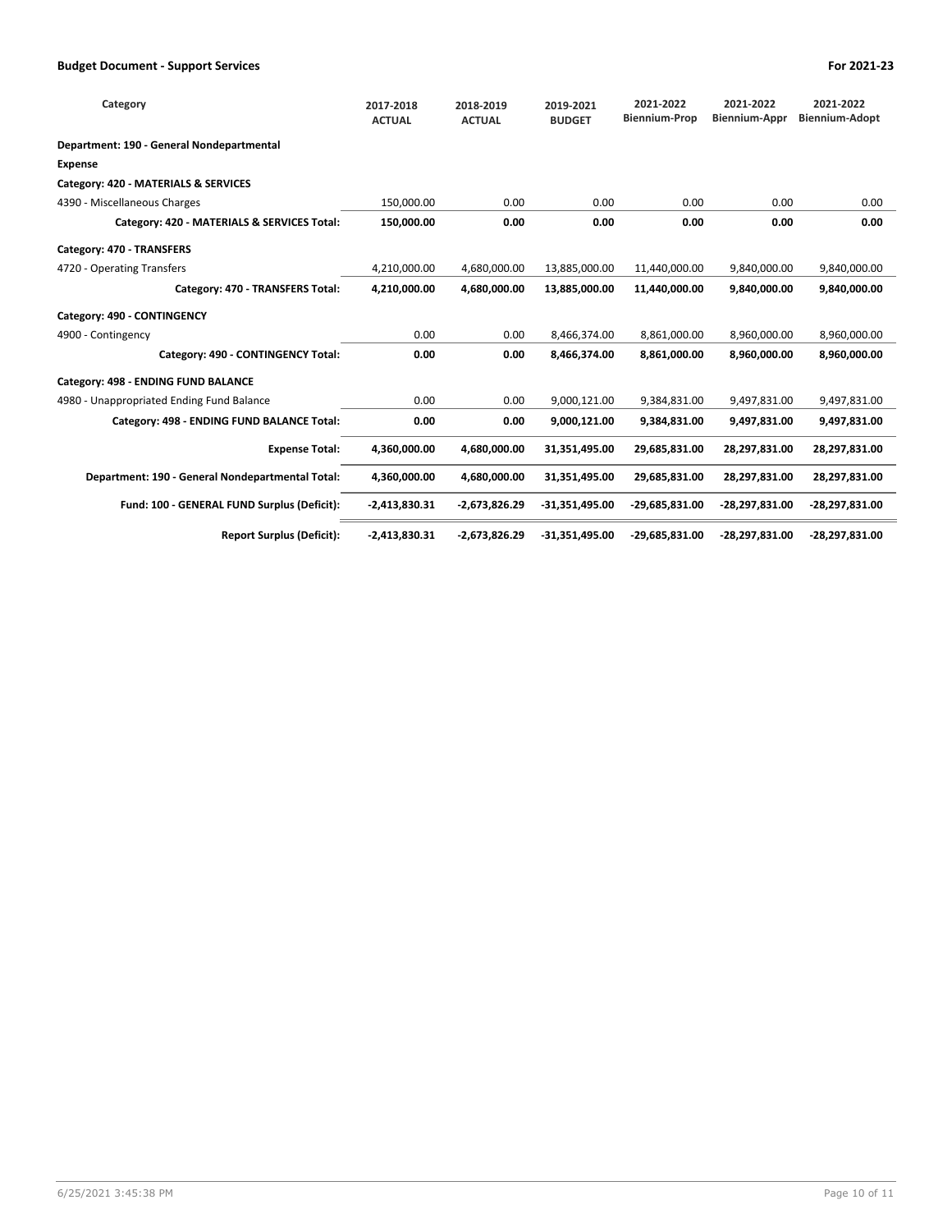## Budget Document - Support Services

For 2021-23

| Category | 2017-2018 ACTUAL | 2018-2019 ACTUAL | 2019-2021 BUDGET | 2021-2022 Biennium-Prop | 2021-2022 Biennium-Appr | 2021-2022 Biennium-Adopt |
|---|---|---|---|---|---|---|
| **Department: 190 - General Nondepartmental** | | | | | | |
| **Expense** | | | | | | |
| **Category: 420 - MATERIALS & SERVICES** | | | | | | |
| 4390 - Miscellaneous Charges | 150,000.00 | 0.00 | 0.00 | 0.00 | 0.00 | 0.00 |
| **Category: 420 - MATERIALS & SERVICES Total:** | **150,000.00** | **0.00** | **0.00** | **0.00** | **0.00** | **0.00** |
| **Category: 470 - TRANSFERS** | | | | | | |
| 4720 - Operating Transfers | 4,210,000.00 | 4,680,000.00 | 13,885,000.00 | 11,440,000.00 | 9,840,000.00 | 9,840,000.00 |
| **Category: 470 - TRANSFERS Total:** | **4,210,000.00** | **4,680,000.00** | **13,885,000.00** | **11,440,000.00** | **9,840,000.00** | **9,840,000.00** |
| **Category: 490 - CONTINGENCY** | | | | | | |
| 4900 - Contingency | 0.00 | 0.00 | 8,466,374.00 | 8,861,000.00 | 8,960,000.00 | 8,960,000.00 |
| **Category: 490 - CONTINGENCY Total:** | **0.00** | **0.00** | **8,466,374.00** | **8,861,000.00** | **8,960,000.00** | **8,960,000.00** |
| **Category: 498 - ENDING FUND BALANCE** | | | | | | |
| 4980 - Unappropriated Ending Fund Balance | 0.00 | 0.00 | 9,000,121.00 | 9,384,831.00 | 9,497,831.00 | 9,497,831.00 |
| **Category: 498 - ENDING FUND BALANCE Total:** | **0.00** | **0.00** | **9,000,121.00** | **9,384,831.00** | **9,497,831.00** | **9,497,831.00** |
| **Expense Total:** | **4,360,000.00** | **4,680,000.00** | **31,351,495.00** | **29,685,831.00** | **28,297,831.00** | **28,297,831.00** |
| **Department: 190 - General Nondepartmental Total:** | **4,360,000.00** | **4,680,000.00** | **31,351,495.00** | **29,685,831.00** | **28,297,831.00** | **28,297,831.00** |
| **Fund: 100 - GENERAL FUND Surplus (Deficit):** | **-2,413,830.31** | **-2,673,826.29** | **-31,351,495.00** | **-29,685,831.00** | **-28,297,831.00** | **-28,297,831.00** |
| **Report Surplus (Deficit):** | **-2,413,830.31** | **-2,673,826.29** | **-31,351,495.00** | **-29,685,831.00** | **-28,297,831.00** | **-28,297,831.00** |